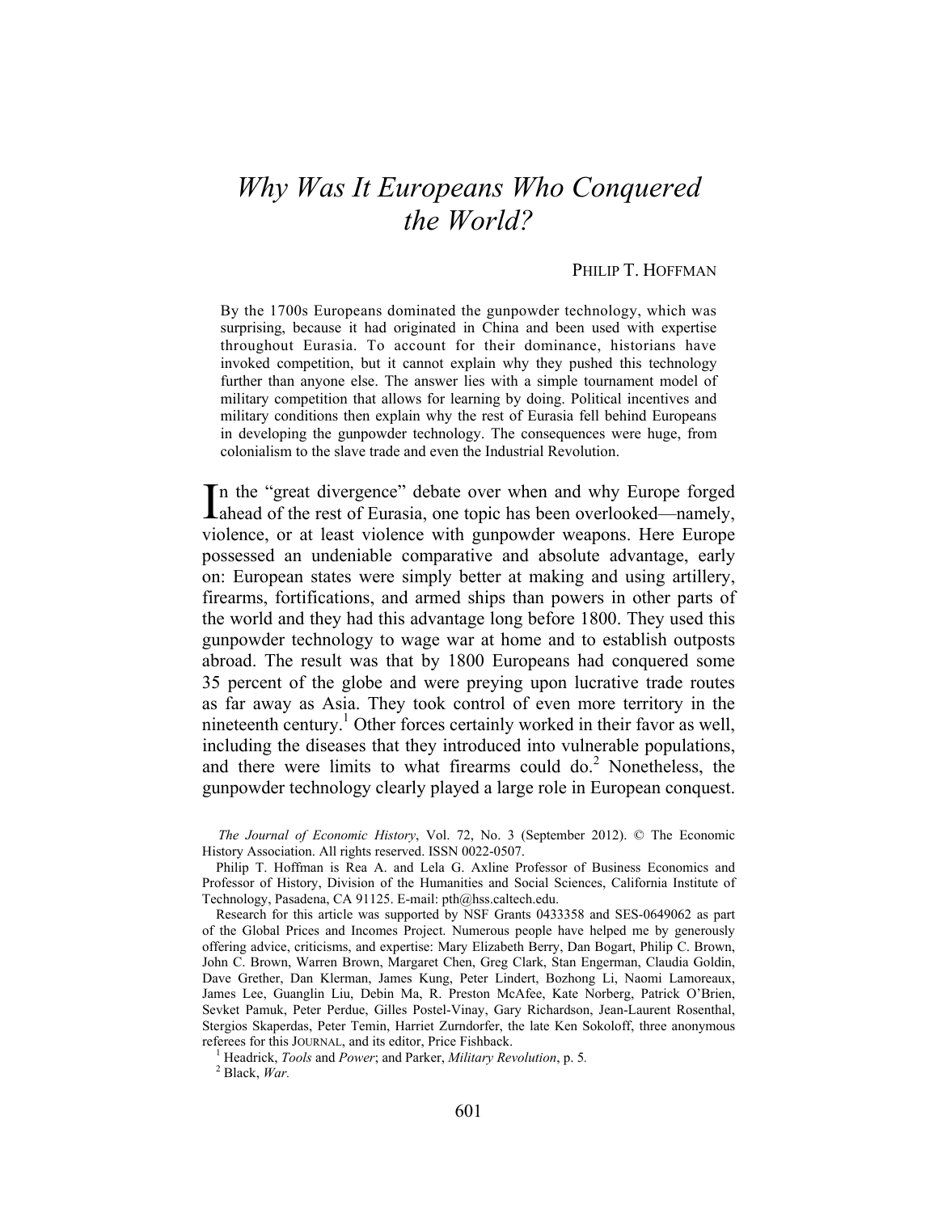# *Why Was It Europeans Who Conquered the World?*

PHILIP T. HOFFMAN

By the 1700s Europeans dominated the gunpowder technology, which was surprising, because it had originated in China and been used with expertise throughout Eurasia. To account for their dominance, historians have invoked competition, but it cannot explain why they pushed this technology further than anyone else. The answer lies with a simple tournament model of military competition that allows for learning by doing. Political incentives and military conditions then explain why the rest of Eurasia fell behind Europeans in developing the gunpowder technology. The consequences were huge, from colonialism to the slave trade and even the Industrial Revolution.

In the "great divergence" debate over when and why Europe forged ahead of the rest of Eurasia, one topic has been overlooked—namely, violence, or at least violence with gunpowder weapons. Here Europe possessed an undeniable comparative and absolute advantage, early on: European states were simply better at making and using artillery, firearms, fortifications, and armed ships than powers in other parts of the world and they had this advantage long before 1800. They used this gunpowder technology to wage war at home and to establish outposts abroad. The result was that by 1800 Europeans had conquered some 35 percent of the globe and were preying upon lucrative trade routes as far away as Asia. They took control of even more territory in the nineteenth century.[1] Other forces certainly worked in their favor as well, including the diseases that they introduced into vulnerable populations, and there were limits to what firearms could do.[2] Nonetheless, the gunpowder technology clearly played a large role in European conquest.

---

*The Journal of Economic History*, Vol. 72, No. 3 (September 2012). © The Economic History Association. All rights reserved. ISSN 0022-0507.

Philip T. Hoffman is Rea A. and Lela G. Axline Professor of Business Economics and Professor of History, Division of the Humanities and Social Sciences, California Institute of Technology, Pasadena, CA 91125. E-mail: pth@hss.caltech.edu.

Research for this article was supported by NSF Grants 0433358 and SES-0649062 as part of the Global Prices and Incomes Project. Numerous people have helped me by generously offering advice, criticisms, and expertise: Mary Elizabeth Berry, Dan Bogart, Philip C. Brown, John C. Brown, Warren Brown, Margaret Chen, Greg Clark, Stan Engerman, Claudia Goldin, Dave Grether, Dan Klerman, James Kung, Peter Lindert, Bozhong Li, Naomi Lamoreaux, James Lee, Guanglin Liu, Debin Ma, R. Preston McAfee, Kate Norberg, Patrick O'Brien, Sevket Pamuk, Peter Perdue, Gilles Postel-Vinay, Gary Richardson, Jean-Laurent Rosenthal, Stergios Skaperdas, Peter Temin, Harriet Zurndorfer, the late Ken Sokoloff, three anonymous referees for this JOURNAL, and its editor, Price Fishback.

[1] Headrick, *Tools* and *Power*; and Parker, *Military Revolution*, p. 5.

[2] Black, *War*.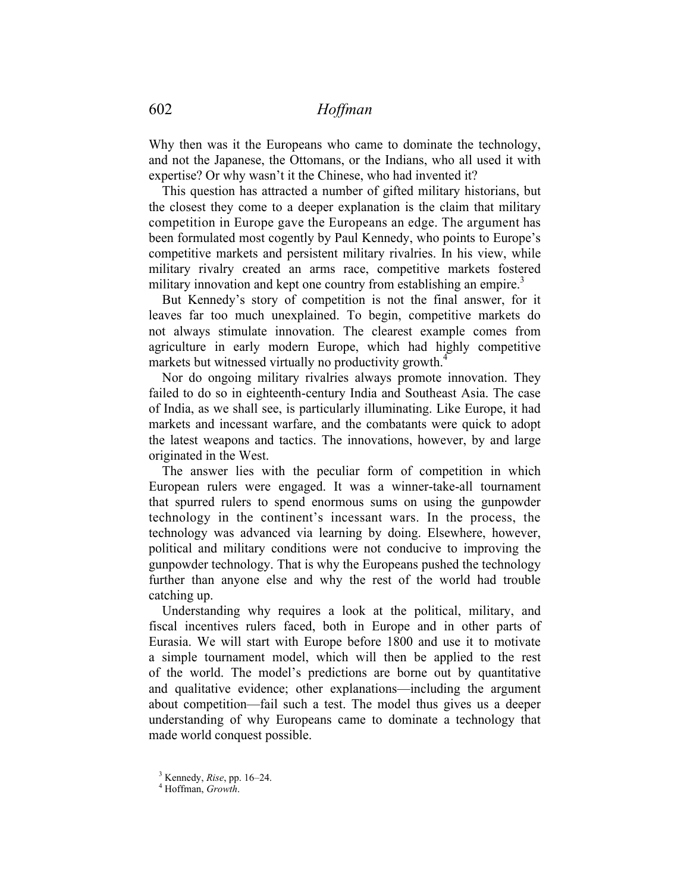Why then was it the Europeans who came to dominate the technology, and not the Japanese, the Ottomans, or the Indians, who all used it with expertise? Or why wasn't it the Chinese, who had invented it?

This question has attracted a number of gifted military historians, but the closest they come to a deeper explanation is the claim that military competition in Europe gave the Europeans an edge. The argument has been formulated most cogently by Paul Kennedy, who points to Europe's competitive markets and persistent military rivalries. In his view, while military rivalry created an arms race, competitive markets fostered military innovation and kept one country from establishing an empire.[3]

But Kennedy's story of competition is not the final answer, for it leaves far too much unexplained. To begin, competitive markets do not always stimulate innovation. The clearest example comes from agriculture in early modern Europe, which had highly competitive markets but witnessed virtually no productivity growth.[4]

Nor do ongoing military rivalries always promote innovation. They failed to do so in eighteenth-century India and Southeast Asia. The case of India, as we shall see, is particularly illuminating. Like Europe, it had markets and incessant warfare, and the combatants were quick to adopt the latest weapons and tactics. The innovations, however, by and large originated in the West.

The answer lies with the peculiar form of competition in which European rulers were engaged. It was a winner-take-all tournament that spurred rulers to spend enormous sums on using the gunpowder technology in the continent's incessant wars. In the process, the technology was advanced via learning by doing. Elsewhere, however, political and military conditions were not conducive to improving the gunpowder technology. That is why the Europeans pushed the technology further than anyone else and why the rest of the world had trouble catching up.

Understanding why requires a look at the political, military, and fiscal incentives rulers faced, both in Europe and in other parts of Eurasia. We will start with Europe before 1800 and use it to motivate a simple tournament model, which will then be applied to the rest of the world. The model's predictions are borne out by quantitative and qualitative evidence; other explanations—including the argument about competition—fail such a test. The model thus gives us a deeper understanding of why Europeans came to dominate a technology that made world conquest possible.

[3] Kennedy, *Rise*, pp. 16–24.

[4] Hoffman, *Growth*.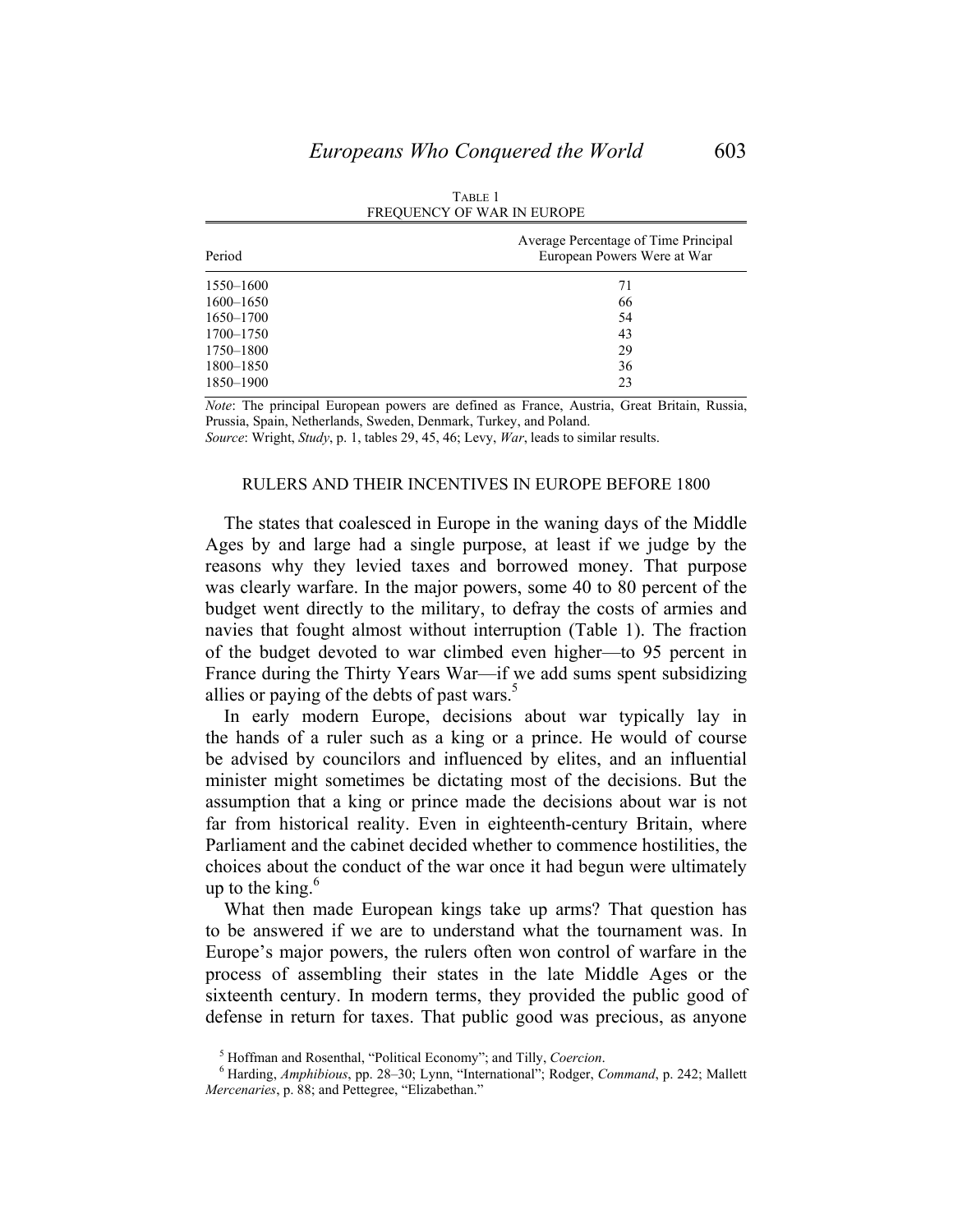TABLE 1
FREQUENCY OF WAR IN EUROPE

| Period | Average Percentage of Time Principal European Powers Were at War |
|---|---|
| 1550–1600 | 71 |
| 1600–1650 | 66 |
| 1650–1700 | 54 |
| 1700–1750 | 43 |
| 1750–1800 | 29 |
| 1800–1850 | 36 |
| 1850–1900 | 23 |

*Note*: The principal European powers are defined as France, Austria, Great Britain, Russia, Prussia, Spain, Netherlands, Sweden, Denmark, Turkey, and Poland.
*Source*: Wright, *Study*, p. 1, tables 29, 45, 46; Levy, *War*, leads to similar results.

## RULERS AND THEIR INCENTIVES IN EUROPE BEFORE 1800

The states that coalesced in Europe in the waning days of the Middle Ages by and large had a single purpose, at least if we judge by the reasons why they levied taxes and borrowed money. That purpose was clearly warfare. In the major powers, some 40 to 80 percent of the budget went directly to the military, to defray the costs of armies and navies that fought almost without interruption (Table 1). The fraction of the budget devoted to war climbed even higher—to 95 percent in France during the Thirty Years War—if we add sums spent subsidizing allies or paying of the debts of past wars.[5]

In early modern Europe, decisions about war typically lay in the hands of a ruler such as a king or a prince. He would of course be advised by councilors and influenced by elites, and an influential minister might sometimes be dictating most of the decisions. But the assumption that a king or prince made the decisions about war is not far from historical reality. Even in eighteenth-century Britain, where Parliament and the cabinet decided whether to commence hostilities, the choices about the conduct of the war once it had begun were ultimately up to the king.[6]

What then made European kings take up arms? That question has to be answered if we are to understand what the tournament was. In Europe's major powers, the rulers often won control of warfare in the process of assembling their states in the late Middle Ages or the sixteenth century. In modern terms, they provided the public good of defense in return for taxes. That public good was precious, as anyone

[5] Hoffman and Rosenthal, "Political Economy"; and Tilly, *Coercion*.

[6] Harding, *Amphibious*, pp. 28–30; Lynn, "International"; Rodger, *Command*, p. 242; Mallett *Mercenaries*, p. 88; and Pettegree, "Elizabethan."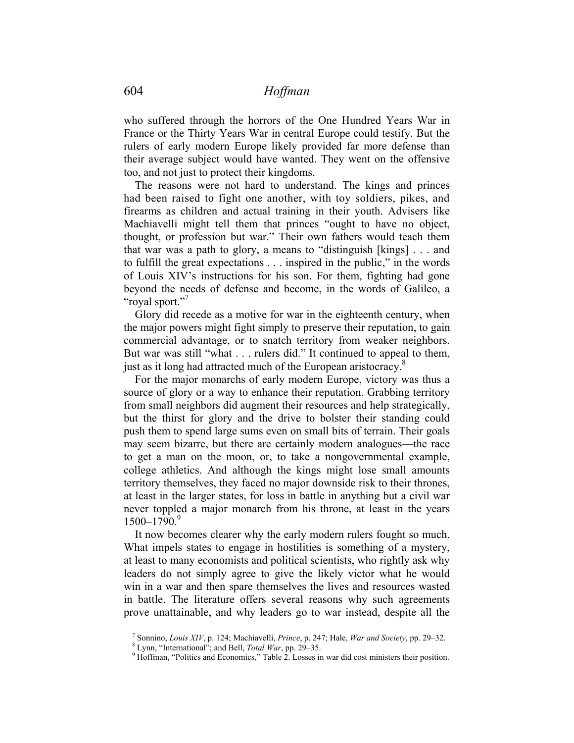who suffered through the horrors of the One Hundred Years War in France or the Thirty Years War in central Europe could testify. But the rulers of early modern Europe likely provided far more defense than their average subject would have wanted. They went on the offensive too, and not just to protect their kingdoms.

The reasons were not hard to understand. The kings and princes had been raised to fight one another, with toy soldiers, pikes, and firearms as children and actual training in their youth. Advisers like Machiavelli might tell them that princes "ought to have no object, thought, or profession but war." Their own fathers would teach them that war was a path to glory, a means to "distinguish [kings] . . . and to fulfill the great expectations . . . inspired in the public," in the words of Louis XIV's instructions for his son. For them, fighting had gone beyond the needs of defense and become, in the words of Galileo, a "royal sport."[7]

Glory did recede as a motive for war in the eighteenth century, when the major powers might fight simply to preserve their reputation, to gain commercial advantage, or to snatch territory from weaker neighbors. But war was still "what . . . rulers did." It continued to appeal to them, just as it long had attracted much of the European aristocracy.[8]

For the major monarchs of early modern Europe, victory was thus a source of glory or a way to enhance their reputation. Grabbing territory from small neighbors did augment their resources and help strategically, but the thirst for glory and the drive to bolster their standing could push them to spend large sums even on small bits of terrain. Their goals may seem bizarre, but there are certainly modern analogues—the race to get a man on the moon, or, to take a nongovernmental example, college athletics. And although the kings might lose small amounts territory themselves, they faced no major downside risk to their thrones, at least in the larger states, for loss in battle in anything but a civil war never toppled a major monarch from his throne, at least in the years 1500–1790.[9]

It now becomes clearer why the early modern rulers fought so much. What impels states to engage in hostilities is something of a mystery, at least to many economists and political scientists, who rightly ask why leaders do not simply agree to give the likely victor what he would win in a war and then spare themselves the lives and resources wasted in battle. The literature offers several reasons why such agreements prove unattainable, and why leaders go to war instead, despite all the

[7] Sonnino, *Louis XIV*, p. 124; Machiavelli, *Prince*, p. 247; Hale, *War and Society*, pp. 29–32.

[8] Lynn, "International"; and Bell, *Total War*, pp. 29–35.

[9] Hoffman, "Politics and Economics," Table 2. Losses in war did cost ministers their position.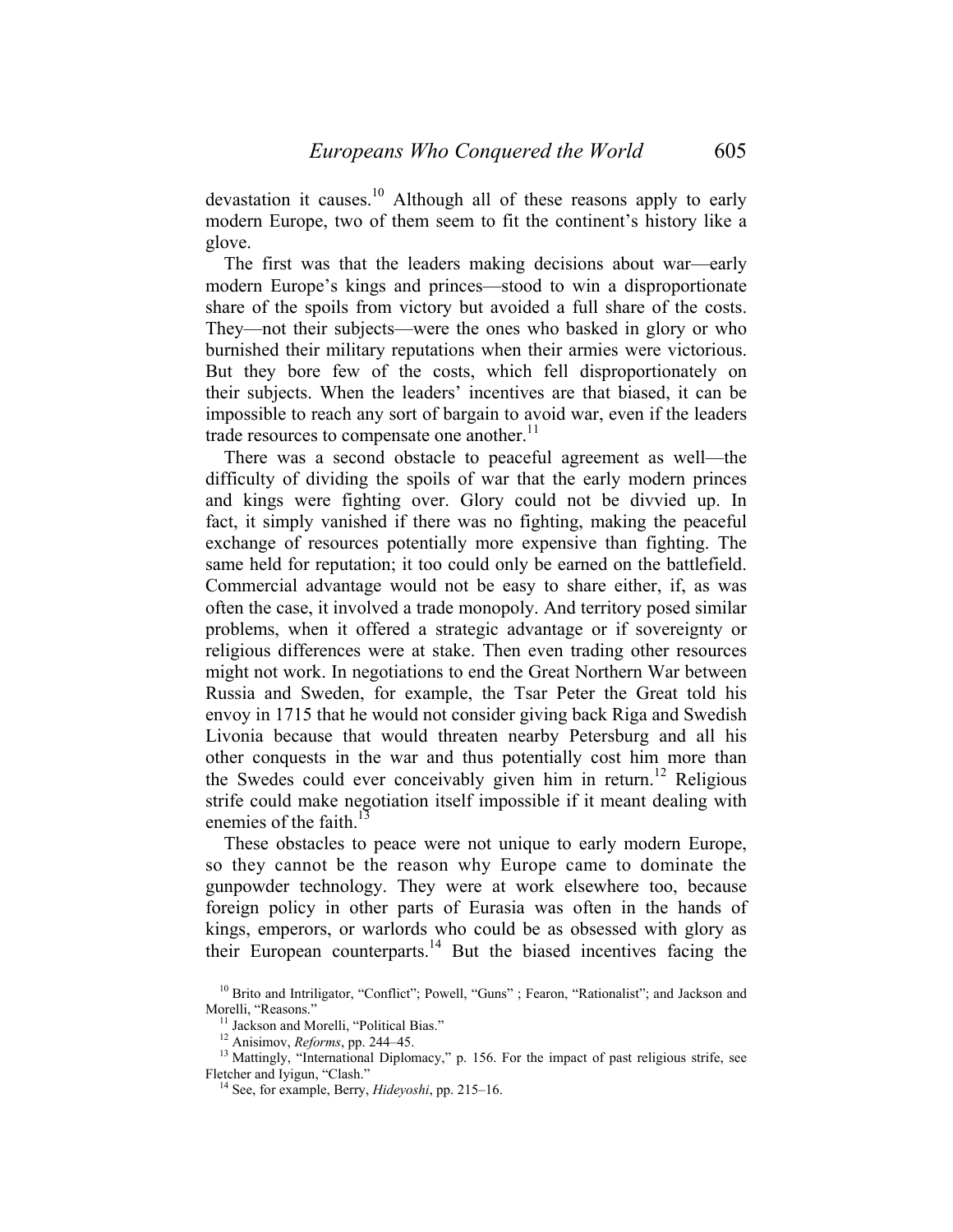devastation it causes.[10] Although all of these reasons apply to early modern Europe, two of them seem to fit the continent's history like a glove.

The first was that the leaders making decisions about war—early modern Europe's kings and princes—stood to win a disproportionate share of the spoils from victory but avoided a full share of the costs. They—not their subjects—were the ones who basked in glory or who burnished their military reputations when their armies were victorious. But they bore few of the costs, which fell disproportionately on their subjects. When the leaders' incentives are that biased, it can be impossible to reach any sort of bargain to avoid war, even if the leaders trade resources to compensate one another.[11]

There was a second obstacle to peaceful agreement as well—the difficulty of dividing the spoils of war that the early modern princes and kings were fighting over. Glory could not be divvied up. In fact, it simply vanished if there was no fighting, making the peaceful exchange of resources potentially more expensive than fighting. The same held for reputation; it too could only be earned on the battlefield. Commercial advantage would not be easy to share either, if, as was often the case, it involved a trade monopoly. And territory posed similar problems, when it offered a strategic advantage or if sovereignty or religious differences were at stake. Then even trading other resources might not work. In negotiations to end the Great Northern War between Russia and Sweden, for example, the Tsar Peter the Great told his envoy in 1715 that he would not consider giving back Riga and Swedish Livonia because that would threaten nearby Petersburg and all his other conquests in the war and thus potentially cost him more than the Swedes could ever conceivably given him in return.[12] Religious strife could make negotiation itself impossible if it meant dealing with enemies of the faith.[13]

These obstacles to peace were not unique to early modern Europe, so they cannot be the reason why Europe came to dominate the gunpowder technology. They were at work elsewhere too, because foreign policy in other parts of Eurasia was often in the hands of kings, emperors, or warlords who could be as obsessed with glory as their European counterparts.[14] But the biased incentives facing the

[10] Brito and Intriligator, "Conflict"; Powell, "Guns" ; Fearon, "Rationalist"; and Jackson and Morelli, "Reasons."

[11] Jackson and Morelli, "Political Bias."

[12] Anisimov, *Reforms*, pp. 244–45.

[13] Mattingly, "International Diplomacy," p. 156. For the impact of past religious strife, see Fletcher and Iyigun, "Clash."

[14] See, for example, Berry, *Hideyoshi*, pp. 215–16.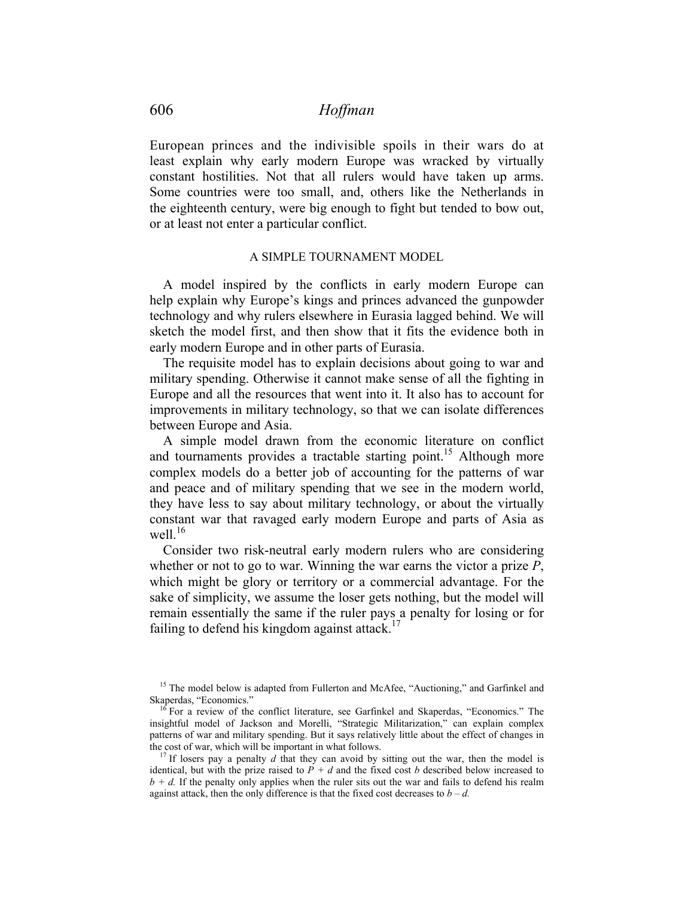European princes and the indivisible spoils in their wars do at least explain why early modern Europe was wracked by virtually constant hostilities. Not that all rulers would have taken up arms. Some countries were too small, and, others like the Netherlands in the eighteenth century, were big enough to fight but tended to bow out, or at least not enter a particular conflict.

## A SIMPLE TOURNAMENT MODEL

A model inspired by the conflicts in early modern Europe can help explain why Europe's kings and princes advanced the gunpowder technology and why rulers elsewhere in Eurasia lagged behind. We will sketch the model first, and then show that it fits the evidence both in early modern Europe and in other parts of Eurasia.

The requisite model has to explain decisions about going to war and military spending. Otherwise it cannot make sense of all the fighting in Europe and all the resources that went into it. It also has to account for improvements in military technology, so that we can isolate differences between Europe and Asia.

A simple model drawn from the economic literature on conflict and tournaments provides a tractable starting point.[15] Although more complex models do a better job of accounting for the patterns of war and peace and of military spending that we see in the modern world, they have less to say about military technology, or about the virtually constant war that ravaged early modern Europe and parts of Asia as well.[16]

Consider two risk-neutral early modern rulers who are considering whether or not to go to war. Winning the war earns the victor a prize $P$, which might be glory or territory or a commercial advantage. For the sake of simplicity, we assume the loser gets nothing, but the model will remain essentially the same if the ruler pays a penalty for losing or for failing to defend his kingdom against attack.[17]

[15] The model below is adapted from Fullerton and McAfee, "Auctioning," and Garfinkel and Skaperdas, "Economics."

[16] For a review of the conflict literature, see Garfinkel and Skaperdas, "Economics." The insightful model of Jackson and Morelli, "Strategic Militarization," can explain complex patterns of war and military spending. But it says relatively little about the effect of changes in the cost of war, which will be important in what follows.

[17] If losers pay a penalty $d$ that they can avoid by sitting out the war, then the model is identical, but with the prize raised to $P + d$ and the fixed cost $b$ described below increased to $b + d$. If the penalty only applies when the ruler sits out the war and fails to defend his realm against attack, then the only difference is that the fixed cost decreases to $b - d$.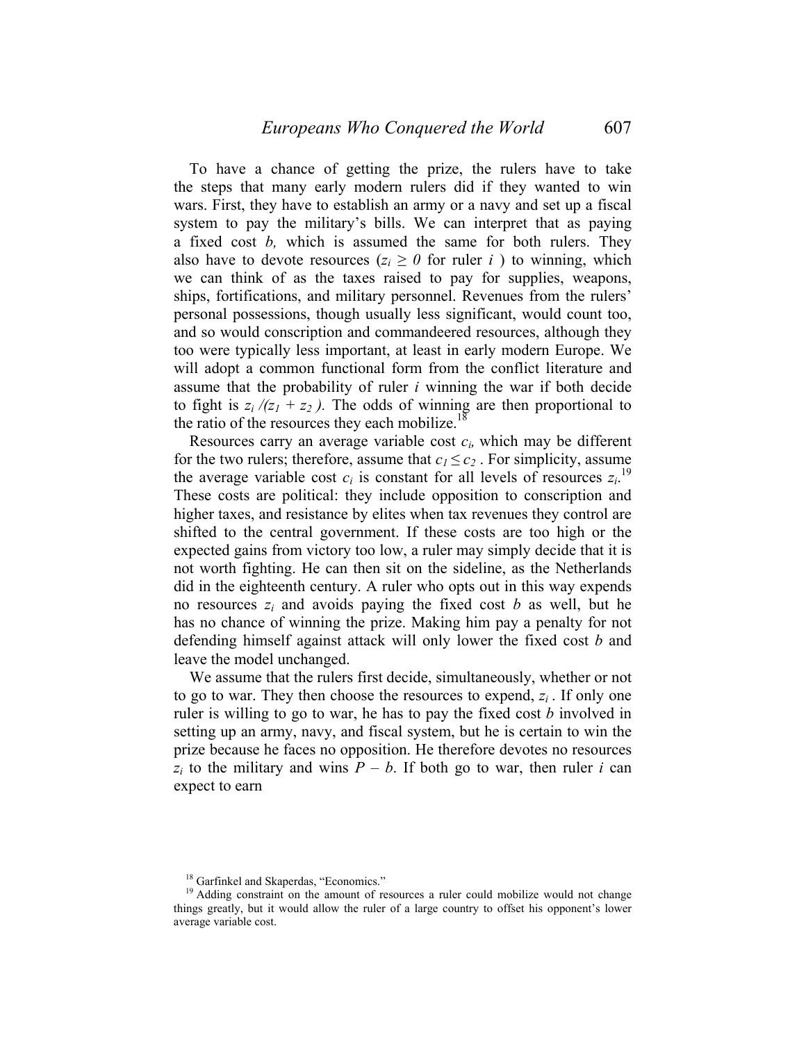To have a chance of getting the prize, the rulers have to take the steps that many early modern rulers did if they wanted to win wars. First, they have to establish an army or a navy and set up a fiscal system to pay the military's bills. We can interpret that as paying a fixed cost *b,* which is assumed the same for both rulers. They also have to devote resources ($z_i \geq 0$ for ruler $i$ ) to winning, which we can think of as the taxes raised to pay for supplies, weapons, ships, fortifications, and military personnel. Revenues from the rulers' personal possessions, though usually less significant, would count too, and so would conscription and commandeered resources, although they too were typically less important, at least in early modern Europe. We will adopt a common functional form from the conflict literature and assume that the probability of ruler $i$ winning the war if both decide to fight is $z_i /(z_1 + z_2 )$. The odds of winning are then proportional to the ratio of the resources they each mobilize.[18]

Resources carry an average variable cost $c_i$, which may be different for the two rulers; therefore, assume that $c_1 \leq c_2$ . For simplicity, assume the average variable cost $c_i$ is constant for all levels of resources $z_i$.[19] These costs are political: they include opposition to conscription and higher taxes, and resistance by elites when tax revenues they control are shifted to the central government. If these costs are too high or the expected gains from victory too low, a ruler may simply decide that it is not worth fighting. He can then sit on the sideline, as the Netherlands did in the eighteenth century. A ruler who opts out in this way expends no resources $z_i$ and avoids paying the fixed cost $b$ as well, but he has no chance of winning the prize. Making him pay a penalty for not defending himself against attack will only lower the fixed cost $b$ and leave the model unchanged.

We assume that the rulers first decide, simultaneously, whether or not to go to war. They then choose the resources to expend, $z_i$ . If only one ruler is willing to go to war, he has to pay the fixed cost $b$ involved in setting up an army, navy, and fiscal system, but he is certain to win the prize because he faces no opposition. He therefore devotes no resources $z_i$ to the military and wins $P - b$. If both go to war, then ruler $i$ can expect to earn

[18] Garfinkel and Skaperdas, "Economics."

[19] Adding constraint on the amount of resources a ruler could mobilize would not change things greatly, but it would allow the ruler of a large country to offset his opponent's lower average variable cost.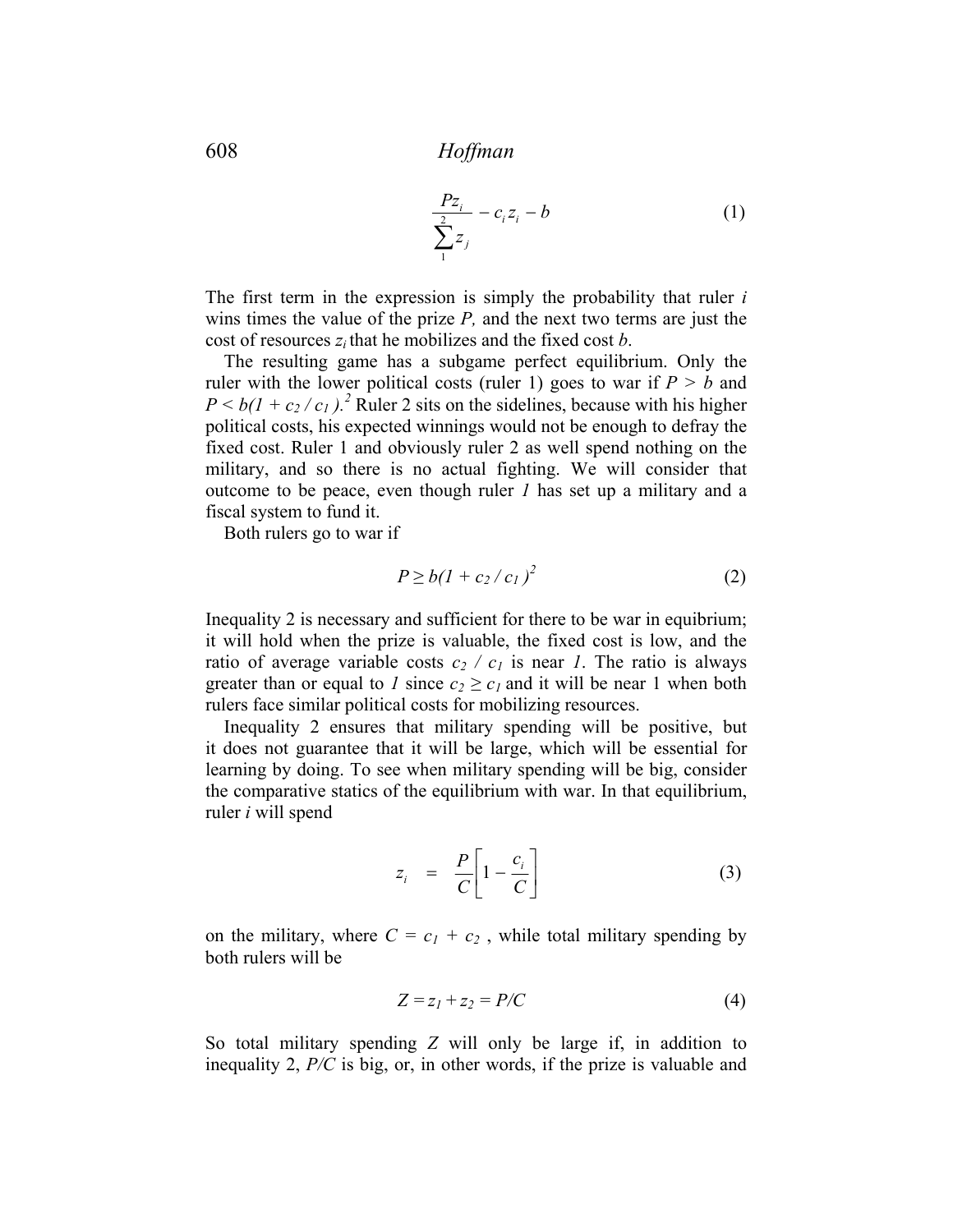$$\frac{Pz_i}{\sum_1^2 z_j} - c_i z_i - b \qquad (1)$$

The first term in the expression is simply the probability that ruler $i$ wins times the value of the prize $P$, and the next two terms are just the cost of resources $z_i$ that he mobilizes and the fixed cost $b$.

The resulting game has a subgame perfect equilibrium. Only the ruler with the lower political costs (ruler 1) goes to war if $P > b$ and $P < b(1 + c_2 / c_1)$.[2] Ruler 2 sits on the sidelines, because with his higher political costs, his expected winnings would not be enough to defray the fixed cost. Ruler 1 and obviously ruler 2 as well spend nothing on the military, and so there is no actual fighting. We will consider that outcome to be peace, even though ruler *1* has set up a military and a fiscal system to fund it.

Both rulers go to war if

$$P \geq b(1 + c_2 / c_1)^2 \qquad (2)$$

Inequality 2 is necessary and sufficient for there to be war in equibrium; it will hold when the prize is valuable, the fixed cost is low, and the ratio of average variable costs $c_2 / c_1$ is near *1*. The ratio is always greater than or equal to *1* since $c_2 \geq c_1$ and it will be near 1 when both rulers face similar political costs for mobilizing resources.

Inequality 2 ensures that military spending will be positive, but it does not guarantee that it will be large, which will be essential for learning by doing. To see when military spending will be big, consider the comparative statics of the equilibrium with war. In that equilibrium, ruler $i$ will spend

$$z_i = \frac{P}{C}\left[1 - \frac{c_i}{C}\right] \qquad (3)$$

on the military, where $C = c_1 + c_2$ , while total military spending by both rulers will be

$$Z = z_1 + z_2 = P/C \qquad (4)$$

So total military spending $Z$ will only be large if, in addition to inequality 2, $P/C$ is big, or, in other words, if the prize is valuable and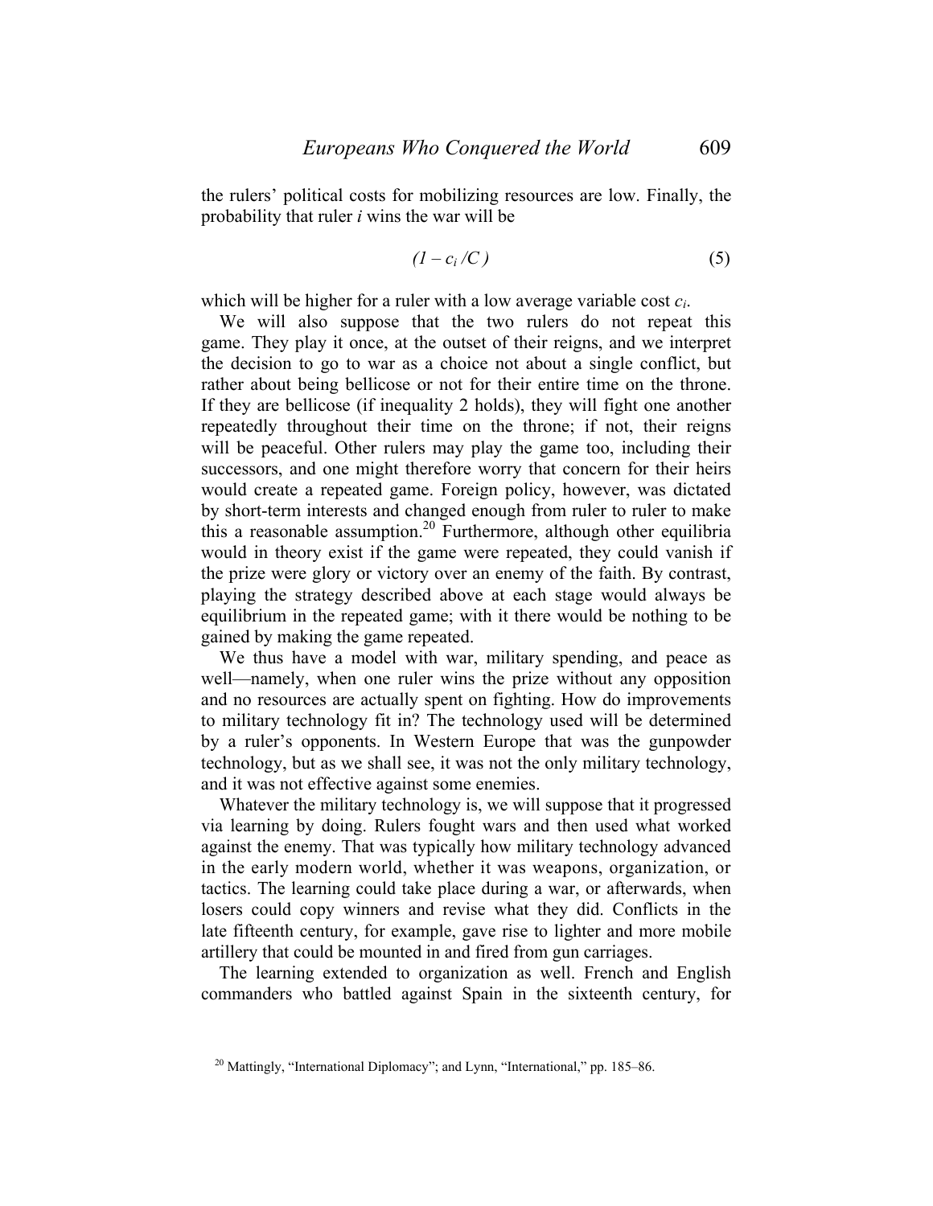the rulers' political costs for mobilizing resources are low. Finally, the probability that ruler *i* wins the war will be

$$(1 - c_i / C) \tag{5}$$

which will be higher for a ruler with a low average variable cost $c_i$.

We will also suppose that the two rulers do not repeat this game. They play it once, at the outset of their reigns, and we interpret the decision to go to war as a choice not about a single conflict, but rather about being bellicose or not for their entire time on the throne. If they are bellicose (if inequality 2 holds), they will fight one another repeatedly throughout their time on the throne; if not, their reigns will be peaceful. Other rulers may play the game too, including their successors, and one might therefore worry that concern for their heirs would create a repeated game. Foreign policy, however, was dictated by short-term interests and changed enough from ruler to ruler to make this a reasonable assumption.[20] Furthermore, although other equilibria would in theory exist if the game were repeated, they could vanish if the prize were glory or victory over an enemy of the faith. By contrast, playing the strategy described above at each stage would always be equilibrium in the repeated game; with it there would be nothing to be gained by making the game repeated.

We thus have a model with war, military spending, and peace as well—namely, when one ruler wins the prize without any opposition and no resources are actually spent on fighting. How do improvements to military technology fit in? The technology used will be determined by a ruler's opponents. In Western Europe that was the gunpowder technology, but as we shall see, it was not the only military technology, and it was not effective against some enemies.

Whatever the military technology is, we will suppose that it progressed via learning by doing. Rulers fought wars and then used what worked against the enemy. That was typically how military technology advanced in the early modern world, whether it was weapons, organization, or tactics. The learning could take place during a war, or afterwards, when losers could copy winners and revise what they did. Conflicts in the late fifteenth century, for example, gave rise to lighter and more mobile artillery that could be mounted in and fired from gun carriages.

The learning extended to organization as well. French and English commanders who battled against Spain in the sixteenth century, for

[20] Mattingly, "International Diplomacy"; and Lynn, "International," pp. 185–86.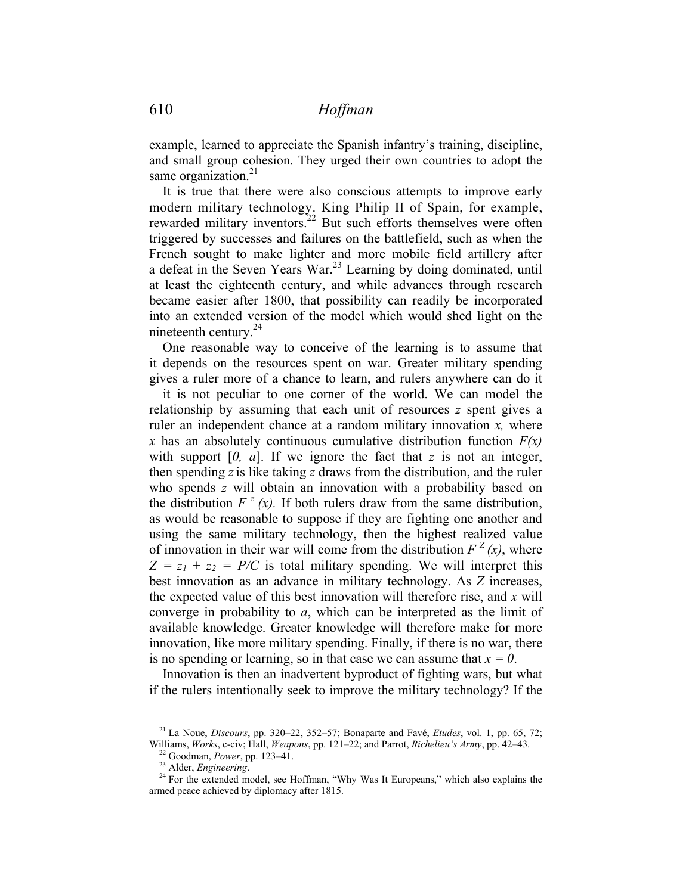example, learned to appreciate the Spanish infantry's training, discipline, and small group cohesion. They urged their own countries to adopt the same organization.[21]

It is true that there were also conscious attempts to improve early modern military technology. King Philip II of Spain, for example, rewarded military inventors.[22] But such efforts themselves were often triggered by successes and failures on the battlefield, such as when the French sought to make lighter and more mobile field artillery after a defeat in the Seven Years War.[23] Learning by doing dominated, until at least the eighteenth century, and while advances through research became easier after 1800, that possibility can readily be incorporated into an extended version of the model which would shed light on the nineteenth century.[24]

One reasonable way to conceive of the learning is to assume that it depends on the resources spent on war. Greater military spending gives a ruler more of a chance to learn, and rulers anywhere can do it —it is not peculiar to one corner of the world. We can model the relationship by assuming that each unit of resources $z$ spent gives a ruler an independent chance at a random military innovation $x$, where $x$ has an absolutely continuous cumulative distribution function $F(x)$ with support $[0, a]$. If we ignore the fact that $z$ is not an integer, then spending $z$ is like taking $z$ draws from the distribution, and the ruler who spends $z$ will obtain an innovation with a probability based on the distribution $F^z(x)$. If both rulers draw from the same distribution, as would be reasonable to suppose if they are fighting one another and using the same military technology, then the highest realized value of innovation in their war will come from the distribution $F^Z(x)$, where $Z = z_1 + z_2 = P/C$ is total military spending. We will interpret this best innovation as an advance in military technology. As $Z$ increases, the expected value of this best innovation will therefore rise, and $x$ will converge in probability to $a$, which can be interpreted as the limit of available knowledge. Greater knowledge will therefore make for more innovation, like more military spending. Finally, if there is no war, there is no spending or learning, so in that case we can assume that $x = 0$.

Innovation is then an inadvertent byproduct of fighting wars, but what if the rulers intentionally seek to improve the military technology? If the

[21] La Noue, *Discours*, pp. 320–22, 352–57; Bonaparte and Favé, *Etudes*, vol. 1, pp. 65, 72; Williams, *Works*, c-civ; Hall, *Weapons*, pp. 121–22; and Parrot, *Richelieu's Army*, pp. 42–43.

[22] Goodman, *Power*, pp. 123–41.

[23] Alder, *Engineering*.

[24] For the extended model, see Hoffman, "Why Was It Europeans," which also explains the armed peace achieved by diplomacy after 1815.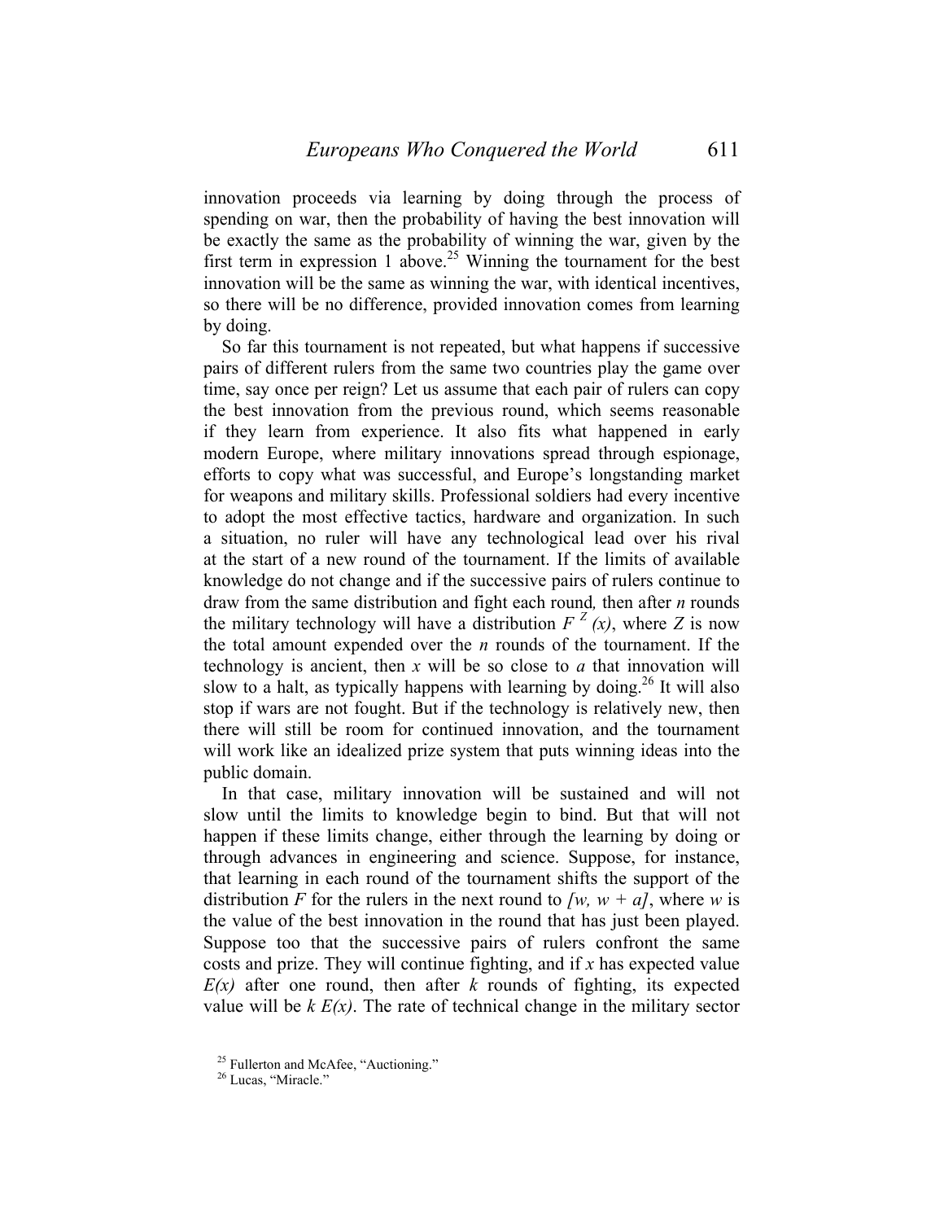innovation proceeds via learning by doing through the process of spending on war, then the probability of having the best innovation will be exactly the same as the probability of winning the war, given by the first term in expression 1 above.[25] Winning the tournament for the best innovation will be the same as winning the war, with identical incentives, so there will be no difference, provided innovation comes from learning by doing.

So far this tournament is not repeated, but what happens if successive pairs of different rulers from the same two countries play the game over time, say once per reign? Let us assume that each pair of rulers can copy the best innovation from the previous round, which seems reasonable if they learn from experience. It also fits what happened in early modern Europe, where military innovations spread through espionage, efforts to copy what was successful, and Europe's longstanding market for weapons and military skills. Professional soldiers had every incentive to adopt the most effective tactics, hardware and organization. In such a situation, no ruler will have any technological lead over his rival at the start of a new round of the tournament. If the limits of available knowledge do not change and if the successive pairs of rulers continue to draw from the same distribution and fight each round, then after $n$ rounds the military technology will have a distribution $F^{Z}(x)$, where $Z$ is now the total amount expended over the $n$ rounds of the tournament. If the technology is ancient, then $x$ will be so close to $a$ that innovation will slow to a halt, as typically happens with learning by doing.[26] It will also stop if wars are not fought. But if the technology is relatively new, then there will still be room for continued innovation, and the tournament will work like an idealized prize system that puts winning ideas into the public domain.

In that case, military innovation will be sustained and will not slow until the limits to knowledge begin to bind. But that will not happen if these limits change, either through the learning by doing or through advances in engineering and science. Suppose, for instance, that learning in each round of the tournament shifts the support of the distribution $F$ for the rulers in the next round to $[w, w + a]$, where $w$ is the value of the best innovation in the round that has just been played. Suppose too that the successive pairs of rulers confront the same costs and prize. They will continue fighting, and if $x$ has expected value $E(x)$ after one round, then after $k$ rounds of fighting, its expected value will be $k\,E(x)$. The rate of technical change in the military sector

[25] Fullerton and McAfee, "Auctioning."

[26] Lucas, "Miracle."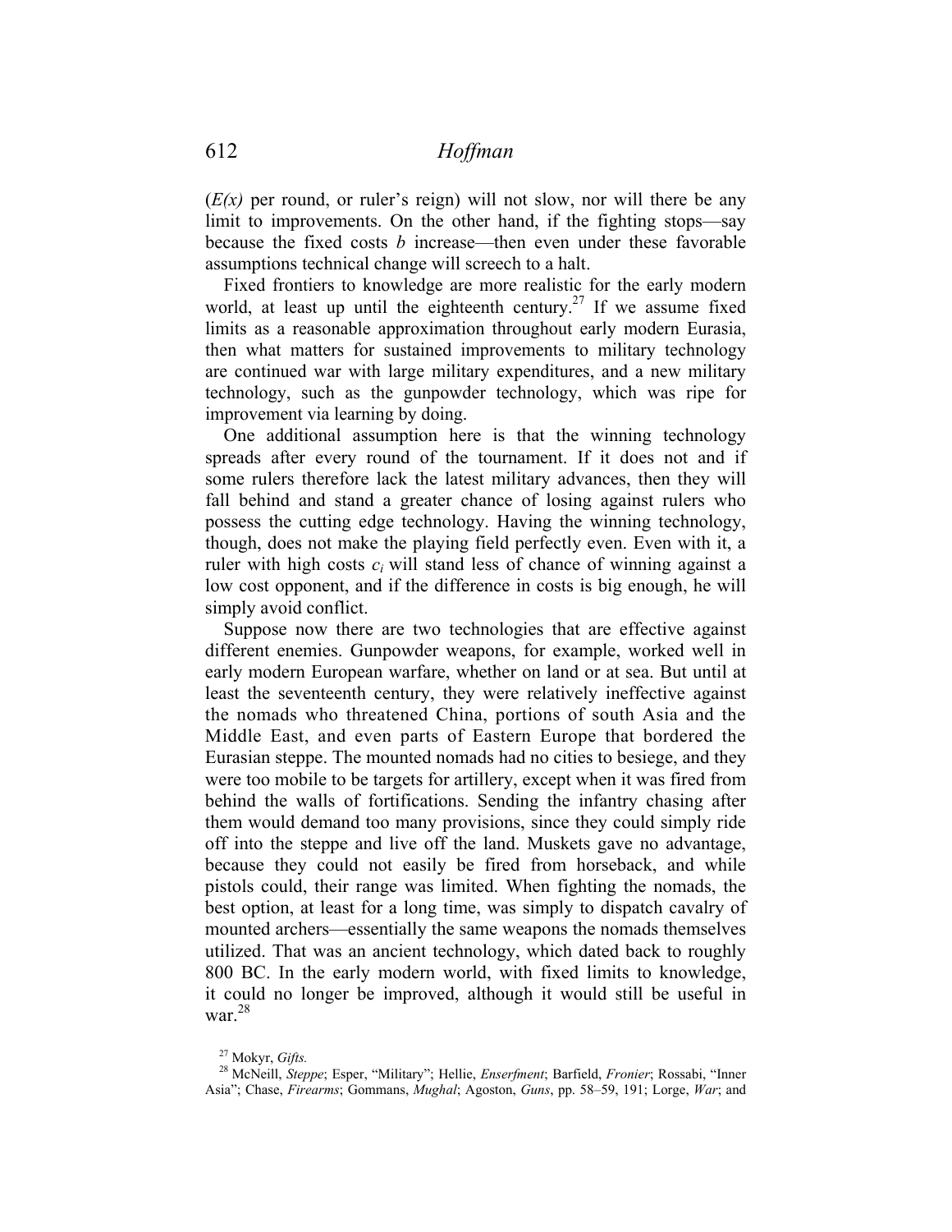($E(x)$ per round, or ruler's reign) will not slow, nor will there be any limit to improvements. On the other hand, if the fighting stops—say because the fixed costs $b$ increase—then even under these favorable assumptions technical change will screech to a halt.

Fixed frontiers to knowledge are more realistic for the early modern world, at least up until the eighteenth century.[27] If we assume fixed limits as a reasonable approximation throughout early modern Eurasia, then what matters for sustained improvements to military technology are continued war with large military expenditures, and a new military technology, such as the gunpowder technology, which was ripe for improvement via learning by doing.

One additional assumption here is that the winning technology spreads after every round of the tournament. If it does not and if some rulers therefore lack the latest military advances, then they will fall behind and stand a greater chance of losing against rulers who possess the cutting edge technology. Having the winning technology, though, does not make the playing field perfectly even. Even with it, a ruler with high costs $c_i$ will stand less of chance of winning against a low cost opponent, and if the difference in costs is big enough, he will simply avoid conflict.

Suppose now there are two technologies that are effective against different enemies. Gunpowder weapons, for example, worked well in early modern European warfare, whether on land or at sea. But until at least the seventeenth century, they were relatively ineffective against the nomads who threatened China, portions of south Asia and the Middle East, and even parts of Eastern Europe that bordered the Eurasian steppe. The mounted nomads had no cities to besiege, and they were too mobile to be targets for artillery, except when it was fired from behind the walls of fortifications. Sending the infantry chasing after them would demand too many provisions, since they could simply ride off into the steppe and live off the land. Muskets gave no advantage, because they could not easily be fired from horseback, and while pistols could, their range was limited. When fighting the nomads, the best option, at least for a long time, was simply to dispatch cavalry of mounted archers—essentially the same weapons the nomads themselves utilized. That was an ancient technology, which dated back to roughly 800 BC. In the early modern world, with fixed limits to knowledge, it could no longer be improved, although it would still be useful in war.[28]

[27] Mokyr, *Gifts.*

[28] McNeill, *Steppe*; Esper, "Military"; Hellie, *Enserfment*; Barfield, *Fronier*; Rossabi, "Inner Asia"; Chase, *Firearms*; Gommans, *Mughal*; Agoston, *Guns*, pp. 58–59, 191; Lorge, *War*; and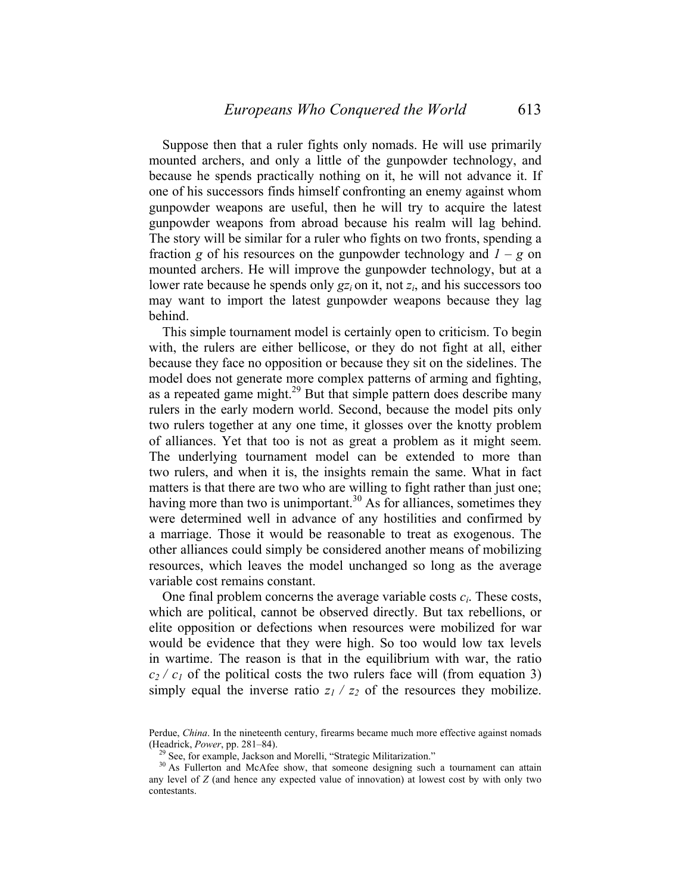Suppose then that a ruler fights only nomads. He will use primarily mounted archers, and only a little of the gunpowder technology, and because he spends practically nothing on it, he will not advance it. If one of his successors finds himself confronting an enemy against whom gunpowder weapons are useful, then he will try to acquire the latest gunpowder weapons from abroad because his realm will lag behind. The story will be similar for a ruler who fights on two fronts, spending a fraction $g$ of his resources on the gunpowder technology and $1 - g$ on mounted archers. He will improve the gunpowder technology, but at a lower rate because he spends only $gz_i$ on it, not $z_i$, and his successors too may want to import the latest gunpowder weapons because they lag behind.

This simple tournament model is certainly open to criticism. To begin with, the rulers are either bellicose, or they do not fight at all, either because they face no opposition or because they sit on the sidelines. The model does not generate more complex patterns of arming and fighting, as a repeated game might.[29] But that simple pattern does describe many rulers in the early modern world. Second, because the model pits only two rulers together at any one time, it glosses over the knotty problem of alliances. Yet that too is not as great a problem as it might seem. The underlying tournament model can be extended to more than two rulers, and when it is, the insights remain the same. What in fact matters is that there are two who are willing to fight rather than just one; having more than two is unimportant.[30] As for alliances, sometimes they were determined well in advance of any hostilities and confirmed by a marriage. Those it would be reasonable to treat as exogenous. The other alliances could simply be considered another means of mobilizing resources, which leaves the model unchanged so long as the average variable cost remains constant.

One final problem concerns the average variable costs $c_i$. These costs, which are political, cannot be observed directly. But tax rebellions, or elite opposition or defections when resources were mobilized for war would be evidence that they were high. So too would low tax levels in wartime. The reason is that in the equilibrium with war, the ratio $c_2 / c_1$ of the political costs the two rulers face will (from equation 3) simply equal the inverse ratio $z_1 / z_2$ of the resources they mobilize.

Perdue, *China*. In the nineteenth century, firearms became much more effective against nomads (Headrick, *Power*, pp. 281–84).

[29] See, for example, Jackson and Morelli, "Strategic Militarization."

[30] As Fullerton and McAfee show, that someone designing such a tournament can attain any level of $Z$ (and hence any expected value of innovation) at lowest cost by with only two contestants.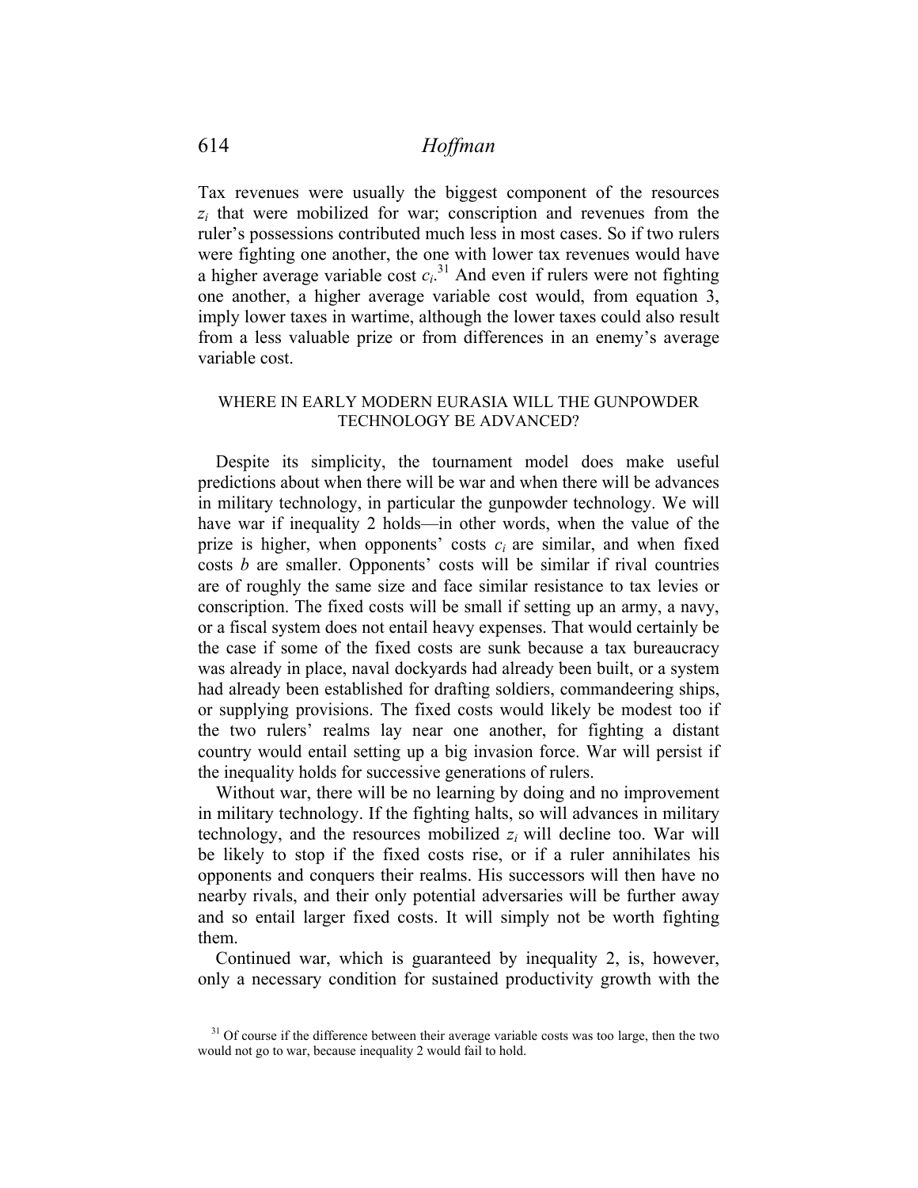Tax revenues were usually the biggest component of the resources $z_i$ that were mobilized for war; conscription and revenues from the ruler's possessions contributed much less in most cases. So if two rulers were fighting one another, the one with lower tax revenues would have a higher average variable cost $c_i$.[31] And even if rulers were not fighting one another, a higher average variable cost would, from equation 3, imply lower taxes in wartime, although the lower taxes could also result from a less valuable prize or from differences in an enemy's average variable cost.

## WHERE IN EARLY MODERN EURASIA WILL THE GUNPOWDER TECHNOLOGY BE ADVANCED?

Despite its simplicity, the tournament model does make useful predictions about when there will be war and when there will be advances in military technology, in particular the gunpowder technology. We will have war if inequality 2 holds—in other words, when the value of the prize is higher, when opponents' costs $c_i$ are similar, and when fixed costs $b$ are smaller. Opponents' costs will be similar if rival countries are of roughly the same size and face similar resistance to tax levies or conscription. The fixed costs will be small if setting up an army, a navy, or a fiscal system does not entail heavy expenses. That would certainly be the case if some of the fixed costs are sunk because a tax bureaucracy was already in place, naval dockyards had already been built, or a system had already been established for drafting soldiers, commandeering ships, or supplying provisions. The fixed costs would likely be modest too if the two rulers' realms lay near one another, for fighting a distant country would entail setting up a big invasion force. War will persist if the inequality holds for successive generations of rulers.

Without war, there will be no learning by doing and no improvement in military technology. If the fighting halts, so will advances in military technology, and the resources mobilized $z_i$ will decline too. War will be likely to stop if the fixed costs rise, or if a ruler annihilates his opponents and conquers their realms. His successors will then have no nearby rivals, and their only potential adversaries will be further away and so entail larger fixed costs. It will simply not be worth fighting them.

Continued war, which is guaranteed by inequality 2, is, however, only a necessary condition for sustained productivity growth with the

[31] Of course if the difference between their average variable costs was too large, then the two would not go to war, because inequality 2 would fail to hold.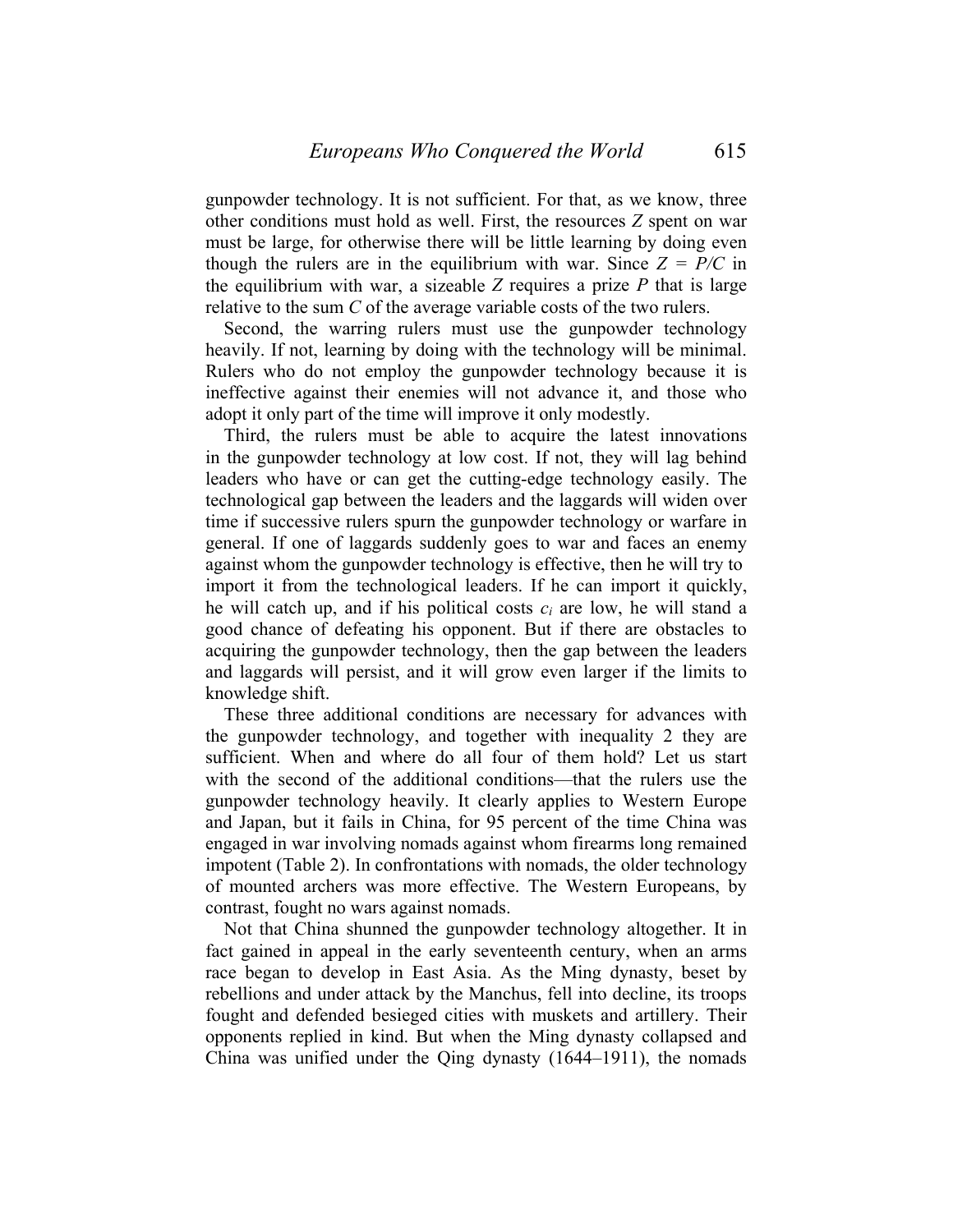gunpowder technology. It is not sufficient. For that, as we know, three other conditions must hold as well. First, the resources $Z$ spent on war must be large, for otherwise there will be little learning by doing even though the rulers are in the equilibrium with war. Since $Z = P/C$ in the equilibrium with war, a sizeable $Z$ requires a prize $P$ that is large relative to the sum $C$ of the average variable costs of the two rulers.

Second, the warring rulers must use the gunpowder technology heavily. If not, learning by doing with the technology will be minimal. Rulers who do not employ the gunpowder technology because it is ineffective against their enemies will not advance it, and those who adopt it only part of the time will improve it only modestly.

Third, the rulers must be able to acquire the latest innovations in the gunpowder technology at low cost. If not, they will lag behind leaders who have or can get the cutting-edge technology easily. The technological gap between the leaders and the laggards will widen over time if successive rulers spurn the gunpowder technology or warfare in general. If one of laggards suddenly goes to war and faces an enemy against whom the gunpowder technology is effective, then he will try to import it from the technological leaders. If he can import it quickly, he will catch up, and if his political costs $c_i$ are low, he will stand a good chance of defeating his opponent. But if there are obstacles to acquiring the gunpowder technology, then the gap between the leaders and laggards will persist, and it will grow even larger if the limits to knowledge shift.

These three additional conditions are necessary for advances with the gunpowder technology, and together with inequality 2 they are sufficient. When and where do all four of them hold? Let us start with the second of the additional conditions—that the rulers use the gunpowder technology heavily. It clearly applies to Western Europe and Japan, but it fails in China, for 95 percent of the time China was engaged in war involving nomads against whom firearms long remained impotent (Table 2). In confrontations with nomads, the older technology of mounted archers was more effective. The Western Europeans, by contrast, fought no wars against nomads.

Not that China shunned the gunpowder technology altogether. It in fact gained in appeal in the early seventeenth century, when an arms race began to develop in East Asia. As the Ming dynasty, beset by rebellions and under attack by the Manchus, fell into decline, its troops fought and defended besieged cities with muskets and artillery. Their opponents replied in kind. But when the Ming dynasty collapsed and China was unified under the Qing dynasty (1644–1911), the nomads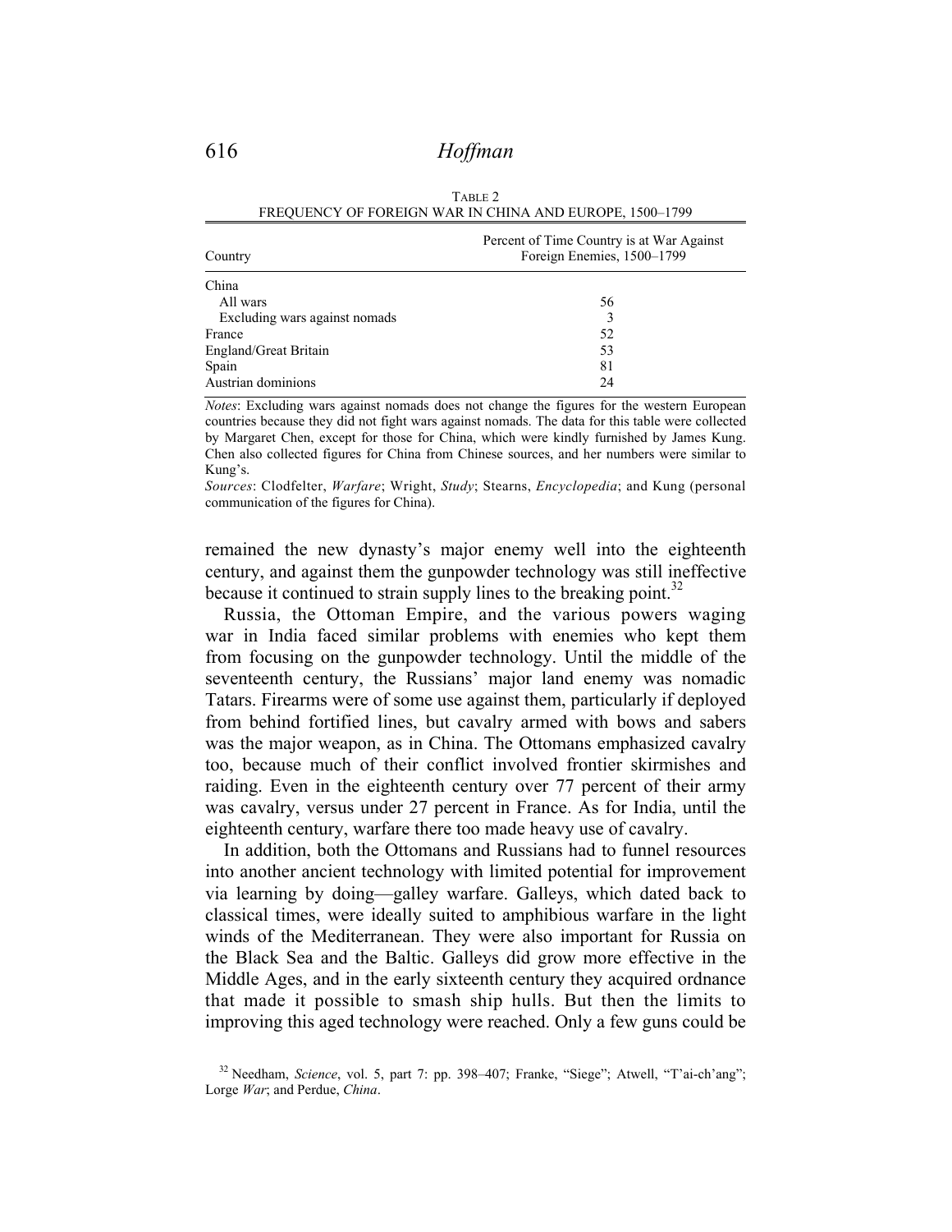TABLE 2
FREQUENCY OF FOREIGN WAR IN CHINA AND EUROPE, 1500–1799

| Country | Percent of Time Country is at War Against Foreign Enemies, 1500–1799 |
|---|---|
| China | |
| All wars | 56 |
| Excluding wars against nomads | 3 |
| France | 52 |
| England/Great Britain | 53 |
| Spain | 81 |
| Austrian dominions | 24 |

*Notes*: Excluding wars against nomads does not change the figures for the western European countries because they did not fight wars against nomads. The data for this table were collected by Margaret Chen, except for those for China, which were kindly furnished by James Kung. Chen also collected figures for China from Chinese sources, and her numbers were similar to Kung's.

*Sources*: Clodfelter, *Warfare*; Wright, *Study*; Stearns, *Encyclopedia*; and Kung (personal communication of the figures for China).

remained the new dynasty's major enemy well into the eighteenth century, and against them the gunpowder technology was still ineffective because it continued to strain supply lines to the breaking point.[32]

Russia, the Ottoman Empire, and the various powers waging war in India faced similar problems with enemies who kept them from focusing on the gunpowder technology. Until the middle of the seventeenth century, the Russians' major land enemy was nomadic Tatars. Firearms were of some use against them, particularly if deployed from behind fortified lines, but cavalry armed with bows and sabers was the major weapon, as in China. The Ottomans emphasized cavalry too, because much of their conflict involved frontier skirmishes and raiding. Even in the eighteenth century over 77 percent of their army was cavalry, versus under 27 percent in France. As for India, until the eighteenth century, warfare there too made heavy use of cavalry.

In addition, both the Ottomans and Russians had to funnel resources into another ancient technology with limited potential for improvement via learning by doing—galley warfare. Galleys, which dated back to classical times, were ideally suited to amphibious warfare in the light winds of the Mediterranean. They were also important for Russia on the Black Sea and the Baltic. Galleys did grow more effective in the Middle Ages, and in the early sixteenth century they acquired ordnance that made it possible to smash ship hulls. But then the limits to improving this aged technology were reached. Only a few guns could be

[32] Needham, *Science*, vol. 5, part 7: pp. 398–407; Franke, "Siege"; Atwell, "T'ai-ch'ang"; Lorge *War*; and Perdue, *China*.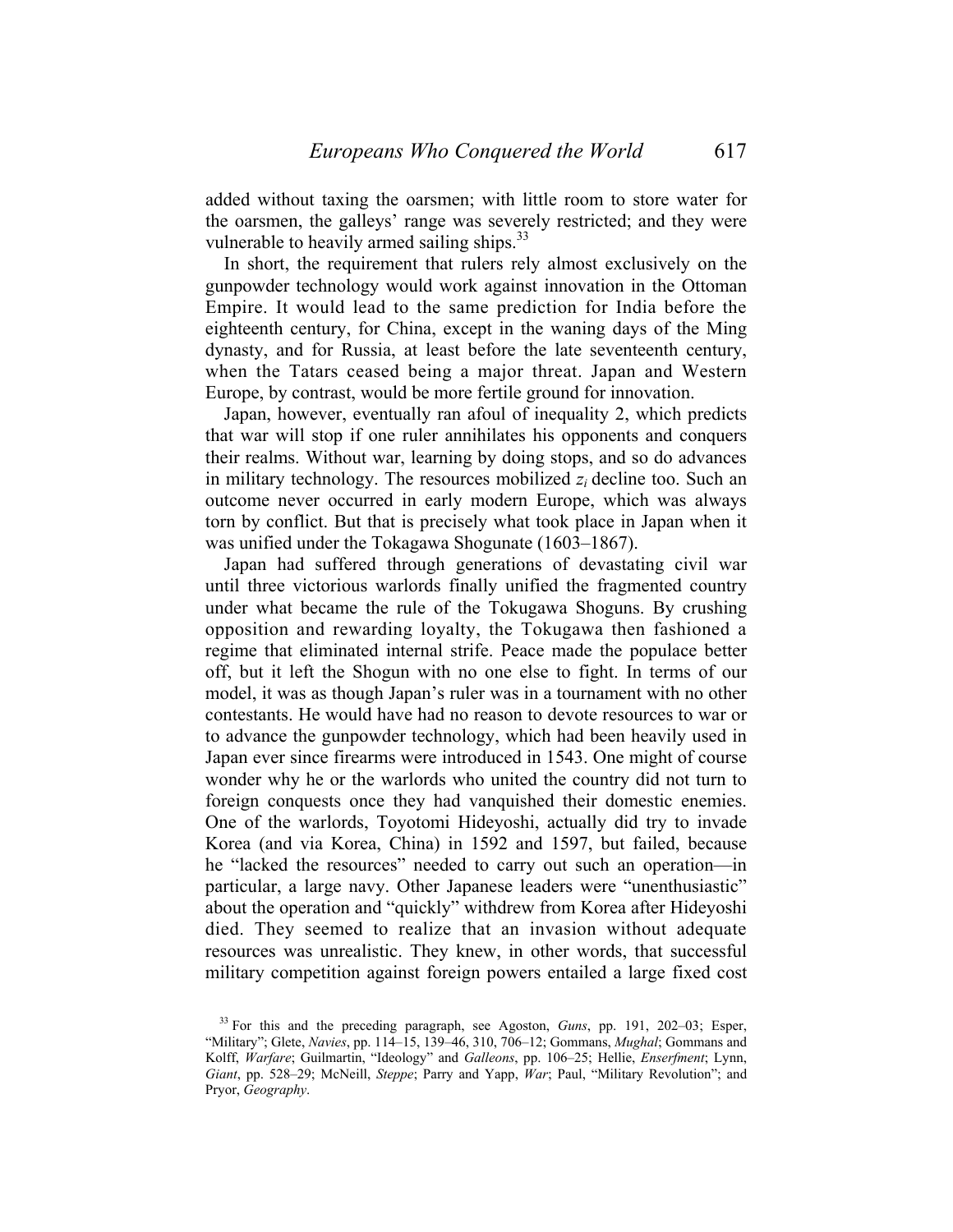added without taxing the oarsmen; with little room to store water for the oarsmen, the galleys' range was severely restricted; and they were vulnerable to heavily armed sailing ships.[33]

In short, the requirement that rulers rely almost exclusively on the gunpowder technology would work against innovation in the Ottoman Empire. It would lead to the same prediction for India before the eighteenth century, for China, except in the waning days of the Ming dynasty, and for Russia, at least before the late seventeenth century, when the Tatars ceased being a major threat. Japan and Western Europe, by contrast, would be more fertile ground for innovation.

Japan, however, eventually ran afoul of inequality 2, which predicts that war will stop if one ruler annihilates his opponents and conquers their realms. Without war, learning by doing stops, and so do advances in military technology. The resources mobilized $z_i$ decline too. Such an outcome never occurred in early modern Europe, which was always torn by conflict. But that is precisely what took place in Japan when it was unified under the Tokagawa Shogunate (1603–1867).

Japan had suffered through generations of devastating civil war until three victorious warlords finally unified the fragmented country under what became the rule of the Tokugawa Shoguns. By crushing opposition and rewarding loyalty, the Tokugawa then fashioned a regime that eliminated internal strife. Peace made the populace better off, but it left the Shogun with no one else to fight. In terms of our model, it was as though Japan's ruler was in a tournament with no other contestants. He would have had no reason to devote resources to war or to advance the gunpowder technology, which had been heavily used in Japan ever since firearms were introduced in 1543. One might of course wonder why he or the warlords who united the country did not turn to foreign conquests once they had vanquished their domestic enemies. One of the warlords, Toyotomi Hideyoshi, actually did try to invade Korea (and via Korea, China) in 1592 and 1597, but failed, because he "lacked the resources" needed to carry out such an operation—in particular, a large navy. Other Japanese leaders were "unenthusiastic" about the operation and "quickly" withdrew from Korea after Hideyoshi died. They seemed to realize that an invasion without adequate resources was unrealistic. They knew, in other words, that successful military competition against foreign powers entailed a large fixed cost

[33] For this and the preceding paragraph, see Agoston, *Guns*, pp. 191, 202–03; Esper, "Military"; Glete, *Navies*, pp. 114–15, 139–46, 310, 706–12; Gommans, *Mughal*; Gommans and Kolff, *Warfare*; Guilmartin, "Ideology" and *Galleons*, pp. 106–25; Hellie, *Enserfment*; Lynn, *Giant*, pp. 528–29; McNeill, *Steppe*; Parry and Yapp, *War*; Paul, "Military Revolution"; and Pryor, *Geography*.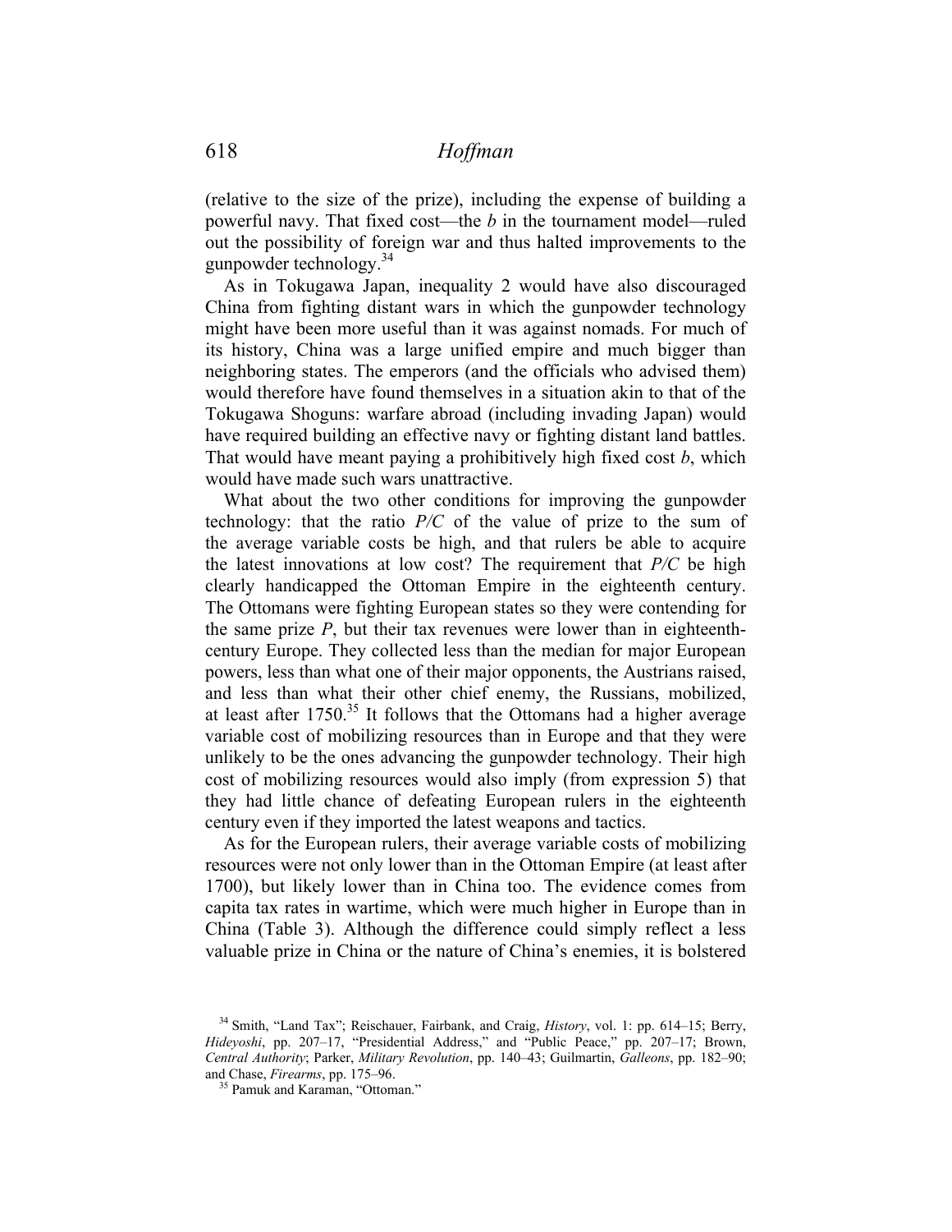(relative to the size of the prize), including the expense of building a powerful navy. That fixed cost—the $b$ in the tournament model—ruled out the possibility of foreign war and thus halted improvements to the gunpowder technology.[34]

As in Tokugawa Japan, inequality 2 would have also discouraged China from fighting distant wars in which the gunpowder technology might have been more useful than it was against nomads. For much of its history, China was a large unified empire and much bigger than neighboring states. The emperors (and the officials who advised them) would therefore have found themselves in a situation akin to that of the Tokugawa Shoguns: warfare abroad (including invading Japan) would have required building an effective navy or fighting distant land battles. That would have meant paying a prohibitively high fixed cost $b$, which would have made such wars unattractive.

What about the two other conditions for improving the gunpowder technology: that the ratio $P/C$ of the value of prize to the sum of the average variable costs be high, and that rulers be able to acquire the latest innovations at low cost? The requirement that $P/C$ be high clearly handicapped the Ottoman Empire in the eighteenth century. The Ottomans were fighting European states so they were contending for the same prize $P$, but their tax revenues were lower than in eighteenth-century Europe. They collected less than the median for major European powers, less than what one of their major opponents, the Austrians raised, and less than what their other chief enemy, the Russians, mobilized, at least after 1750.[35] It follows that the Ottomans had a higher average variable cost of mobilizing resources than in Europe and that they were unlikely to be the ones advancing the gunpowder technology. Their high cost of mobilizing resources would also imply (from expression 5) that they had little chance of defeating European rulers in the eighteenth century even if they imported the latest weapons and tactics.

As for the European rulers, their average variable costs of mobilizing resources were not only lower than in the Ottoman Empire (at least after 1700), but likely lower than in China too. The evidence comes from capita tax rates in wartime, which were much higher in Europe than in China (Table 3). Although the difference could simply reflect a less valuable prize in China or the nature of China's enemies, it is bolstered

[34] Smith, "Land Tax"; Reischauer, Fairbank, and Craig, *History*, vol. 1: pp. 614–15; Berry, *Hideyoshi*, pp. 207–17, "Presidential Address," and "Public Peace," pp. 207–17; Brown, *Central Authority*; Parker, *Military Revolution*, pp. 140–43; Guilmartin, *Galleons*, pp. 182–90; and Chase, *Firearms*, pp. 175–96.

[35] Pamuk and Karaman, "Ottoman."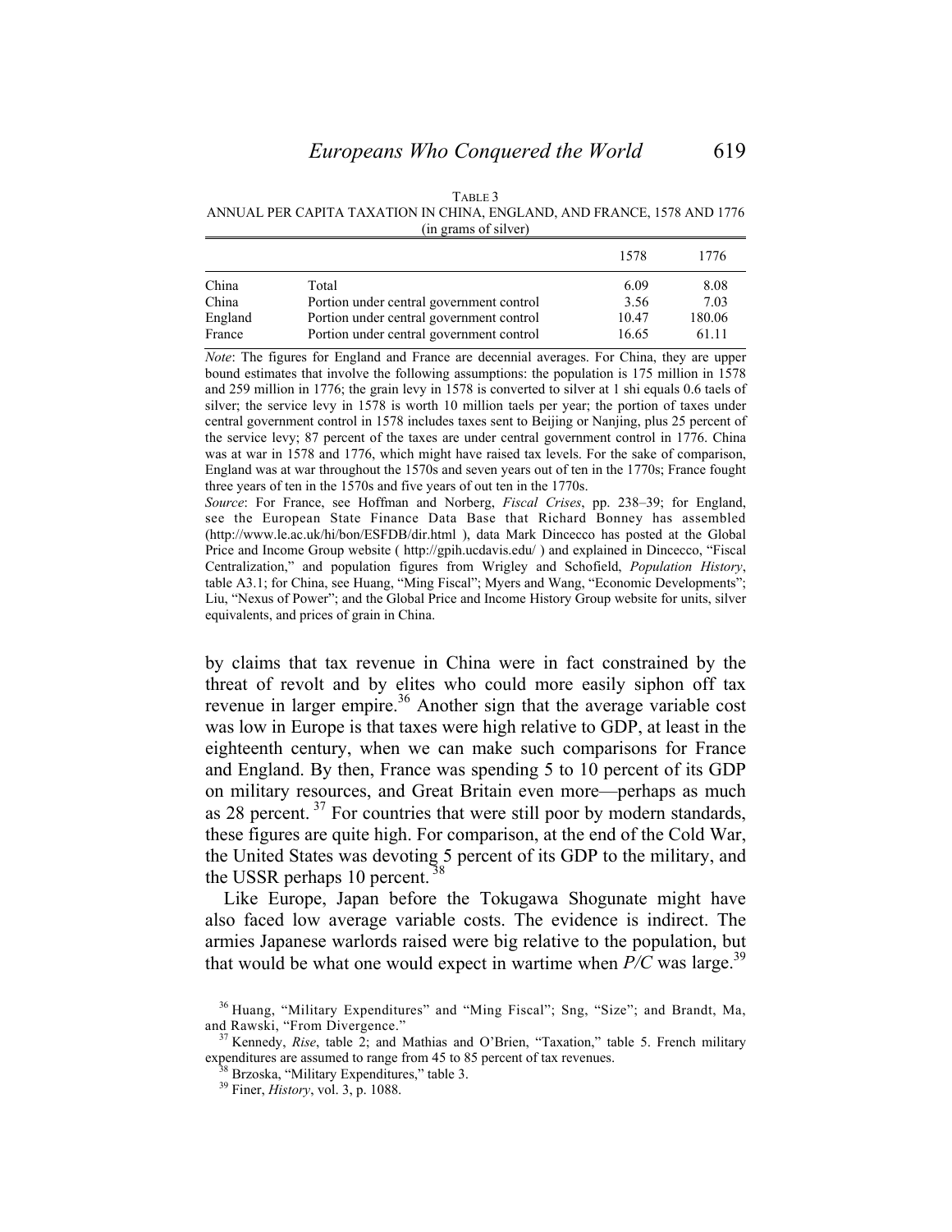TABLE 3
ANNUAL PER CAPITA TAXATION IN CHINA, ENGLAND, AND FRANCE, 1578 AND 1776
(in grams of silver)

| | | 1578 | 1776 |
|---|---|---|---|
| China | Total | 6.09 | 8.08 |
| China | Portion under central government control | 3.56 | 7.03 |
| England | Portion under central government control | 10.47 | 180.06 |
| France | Portion under central government control | 16.65 | 61.11 |

*Note*: The figures for England and France are decennial averages. For China, they are upper bound estimates that involve the following assumptions: the population is 175 million in 1578 and 259 million in 1776; the grain levy in 1578 is converted to silver at 1 shi equals 0.6 taels of silver; the service levy in 1578 is worth 10 million taels per year; the portion of taxes under central government control in 1578 includes taxes sent to Beijing or Nanjing, plus 25 percent of the service levy; 87 percent of the taxes are under central government control in 1776. China was at war in 1578 and 1776, which might have raised tax levels. For the sake of comparison, England was at war throughout the 1570s and seven years out of ten in the 1770s; France fought three years of ten in the 1570s and five years of out ten in the 1770s.
*Source*: For France, see Hoffman and Norberg, *Fiscal Crises*, pp. 238–39; for England, see the European State Finance Data Base that Richard Bonney has assembled (http://www.le.ac.uk/hi/bon/ESFDB/dir.html ), data Mark Dincecco has posted at the Global Price and Income Group website ( http://gpih.ucdavis.edu/ ) and explained in Dincecco, "Fiscal Centralization," and population figures from Wrigley and Schofield, *Population History*, table A3.1; for China, see Huang, "Ming Fiscal"; Myers and Wang, "Economic Developments"; Liu, "Nexus of Power"; and the Global Price and Income History Group website for units, silver equivalents, and prices of grain in China.

by claims that tax revenue in China were in fact constrained by the threat of revolt and by elites who could more easily siphon off tax revenue in larger empire.[36] Another sign that the average variable cost was low in Europe is that taxes were high relative to GDP, at least in the eighteenth century, when we can make such comparisons for France and England. By then, France was spending 5 to 10 percent of its GDP on military resources, and Great Britain even more—perhaps as much as 28 percent.[37] For countries that were still poor by modern standards, these figures are quite high. For comparison, at the end of the Cold War, the United States was devoting 5 percent of its GDP to the military, and the USSR perhaps 10 percent.[38]

Like Europe, Japan before the Tokugawa Shogunate might have also faced low average variable costs. The evidence is indirect. The armies Japanese warlords raised were big relative to the population, but that would be what one would expect in wartime when *P/C* was large.[39]

[36] Huang, "Military Expenditures" and "Ming Fiscal"; Sng, "Size"; and Brandt, Ma, and Rawski, "From Divergence."

[37] Kennedy, *Rise*, table 2; and Mathias and O'Brien, "Taxation," table 5. French military expenditures are assumed to range from 45 to 85 percent of tax revenues.

[38] Brzoska, "Military Expenditures," table 3.

[39] Finer, *History*, vol. 3, p. 1088.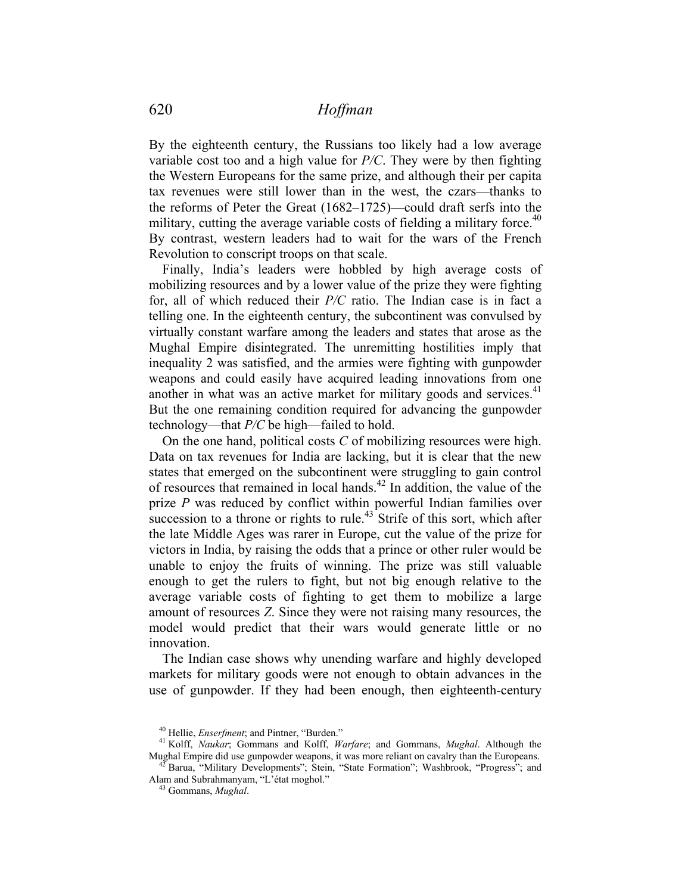By the eighteenth century, the Russians too likely had a low average variable cost too and a high value for *P/C*. They were by then fighting the Western Europeans for the same prize, and although their per capita tax revenues were still lower than in the west, the czars—thanks to the reforms of Peter the Great (1682–1725)—could draft serfs into the military, cutting the average variable costs of fielding a military force.[40] By contrast, western leaders had to wait for the wars of the French Revolution to conscript troops on that scale.

Finally, India's leaders were hobbled by high average costs of mobilizing resources and by a lower value of the prize they were fighting for, all of which reduced their *P/C* ratio. The Indian case is in fact a telling one. In the eighteenth century, the subcontinent was convulsed by virtually constant warfare among the leaders and states that arose as the Mughal Empire disintegrated. The unremitting hostilities imply that inequality 2 was satisfied, and the armies were fighting with gunpowder weapons and could easily have acquired leading innovations from one another in what was an active market for military goods and services.[41] But the one remaining condition required for advancing the gunpowder technology—that *P/C* be high—failed to hold.

On the one hand, political costs *C* of mobilizing resources were high. Data on tax revenues for India are lacking, but it is clear that the new states that emerged on the subcontinent were struggling to gain control of resources that remained in local hands.[42] In addition, the value of the prize *P* was reduced by conflict within powerful Indian families over succession to a throne or rights to rule.[43] Strife of this sort, which after the late Middle Ages was rarer in Europe, cut the value of the prize for victors in India, by raising the odds that a prince or other ruler would be unable to enjoy the fruits of winning. The prize was still valuable enough to get the rulers to fight, but not big enough relative to the average variable costs of fighting to get them to mobilize a large amount of resources *Z*. Since they were not raising many resources, the model would predict that their wars would generate little or no innovation.

The Indian case shows why unending warfare and highly developed markets for military goods were not enough to obtain advances in the use of gunpowder. If they had been enough, then eighteenth-century

[40] Hellie, *Enserfment*; and Pintner, "Burden."

[41] Kolff, *Naukar*; Gommans and Kolff, *Warfare*; and Gommans, *Mughal*. Although the Mughal Empire did use gunpowder weapons, it was more reliant on cavalry than the Europeans.

[42] Barua, "Military Developments"; Stein, "State Formation"; Washbrook, "Progress"; and Alam and Subrahmanyam, "L'état moghol."

[43] Gommans, *Mughal*.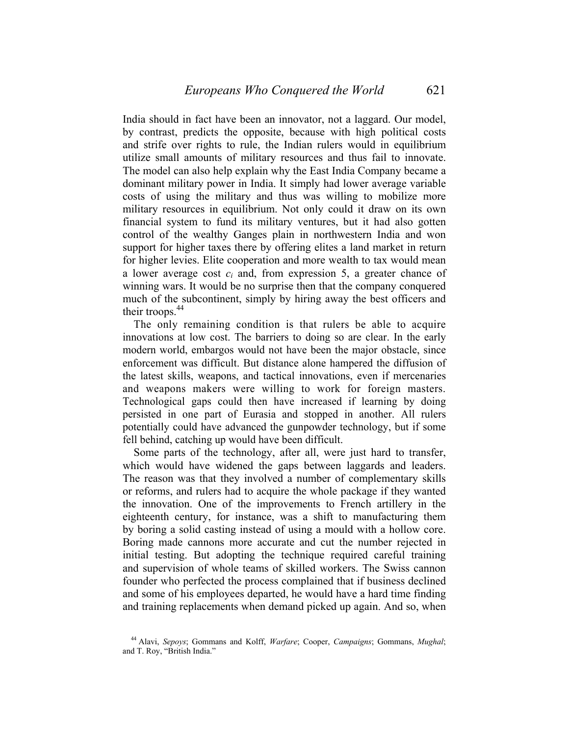India should in fact have been an innovator, not a laggard. Our model, by contrast, predicts the opposite, because with high political costs and strife over rights to rule, the Indian rulers would in equilibrium utilize small amounts of military resources and thus fail to innovate. The model can also help explain why the East India Company became a dominant military power in India. It simply had lower average variable costs of using the military and thus was willing to mobilize more military resources in equilibrium. Not only could it draw on its own financial system to fund its military ventures, but it had also gotten control of the wealthy Ganges plain in northwestern India and won support for higher taxes there by offering elites a land market in return for higher levies. Elite cooperation and more wealth to tax would mean a lower average cost $c_i$ and, from expression 5, a greater chance of winning wars. It would be no surprise then that the company conquered much of the subcontinent, simply by hiring away the best officers and their troops.[44]

The only remaining condition is that rulers be able to acquire innovations at low cost. The barriers to doing so are clear. In the early modern world, embargos would not have been the major obstacle, since enforcement was difficult. But distance alone hampered the diffusion of the latest skills, weapons, and tactical innovations, even if mercenaries and weapons makers were willing to work for foreign masters. Technological gaps could then have increased if learning by doing persisted in one part of Eurasia and stopped in another. All rulers potentially could have advanced the gunpowder technology, but if some fell behind, catching up would have been difficult.

Some parts of the technology, after all, were just hard to transfer, which would have widened the gaps between laggards and leaders. The reason was that they involved a number of complementary skills or reforms, and rulers had to acquire the whole package if they wanted the innovation. One of the improvements to French artillery in the eighteenth century, for instance, was a shift to manufacturing them by boring a solid casting instead of using a mould with a hollow core. Boring made cannons more accurate and cut the number rejected in initial testing. But adopting the technique required careful training and supervision of whole teams of skilled workers. The Swiss cannon founder who perfected the process complained that if business declined and some of his employees departed, he would have a hard time finding and training replacements when demand picked up again. And so, when

[44] Alavi, *Sepoys*; Gommans and Kolff, *Warfare*; Cooper, *Campaigns*; Gommans, *Mughal*; and T. Roy, "British India."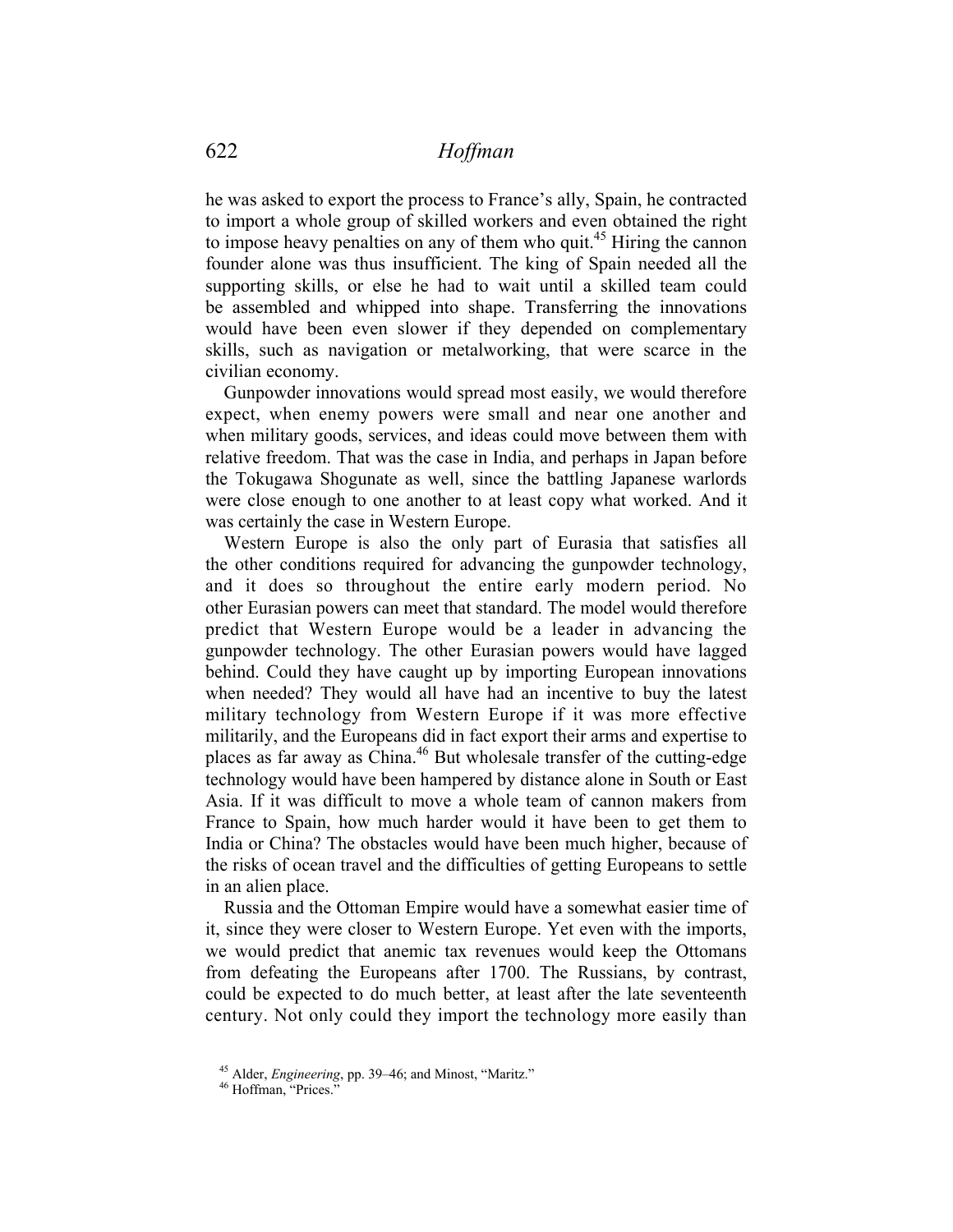he was asked to export the process to France's ally, Spain, he contracted to import a whole group of skilled workers and even obtained the right to impose heavy penalties on any of them who quit.[45] Hiring the cannon founder alone was thus insufficient. The king of Spain needed all the supporting skills, or else he had to wait until a skilled team could be assembled and whipped into shape. Transferring the innovations would have been even slower if they depended on complementary skills, such as navigation or metalworking, that were scarce in the civilian economy.

Gunpowder innovations would spread most easily, we would therefore expect, when enemy powers were small and near one another and when military goods, services, and ideas could move between them with relative freedom. That was the case in India, and perhaps in Japan before the Tokugawa Shogunate as well, since the battling Japanese warlords were close enough to one another to at least copy what worked. And it was certainly the case in Western Europe.

Western Europe is also the only part of Eurasia that satisfies all the other conditions required for advancing the gunpowder technology, and it does so throughout the entire early modern period. No other Eurasian powers can meet that standard. The model would therefore predict that Western Europe would be a leader in advancing the gunpowder technology. The other Eurasian powers would have lagged behind. Could they have caught up by importing European innovations when needed? They would all have had an incentive to buy the latest military technology from Western Europe if it was more effective militarily, and the Europeans did in fact export their arms and expertise to places as far away as China.[46] But wholesale transfer of the cutting-edge technology would have been hampered by distance alone in South or East Asia. If it was difficult to move a whole team of cannon makers from France to Spain, how much harder would it have been to get them to India or China? The obstacles would have been much higher, because of the risks of ocean travel and the difficulties of getting Europeans to settle in an alien place.

Russia and the Ottoman Empire would have a somewhat easier time of it, since they were closer to Western Europe. Yet even with the imports, we would predict that anemic tax revenues would keep the Ottomans from defeating the Europeans after 1700. The Russians, by contrast, could be expected to do much better, at least after the late seventeenth century. Not only could they import the technology more easily than

[45] Alder, *Engineering*, pp. 39–46; and Minost, "Maritz."

[46] Hoffman, "Prices."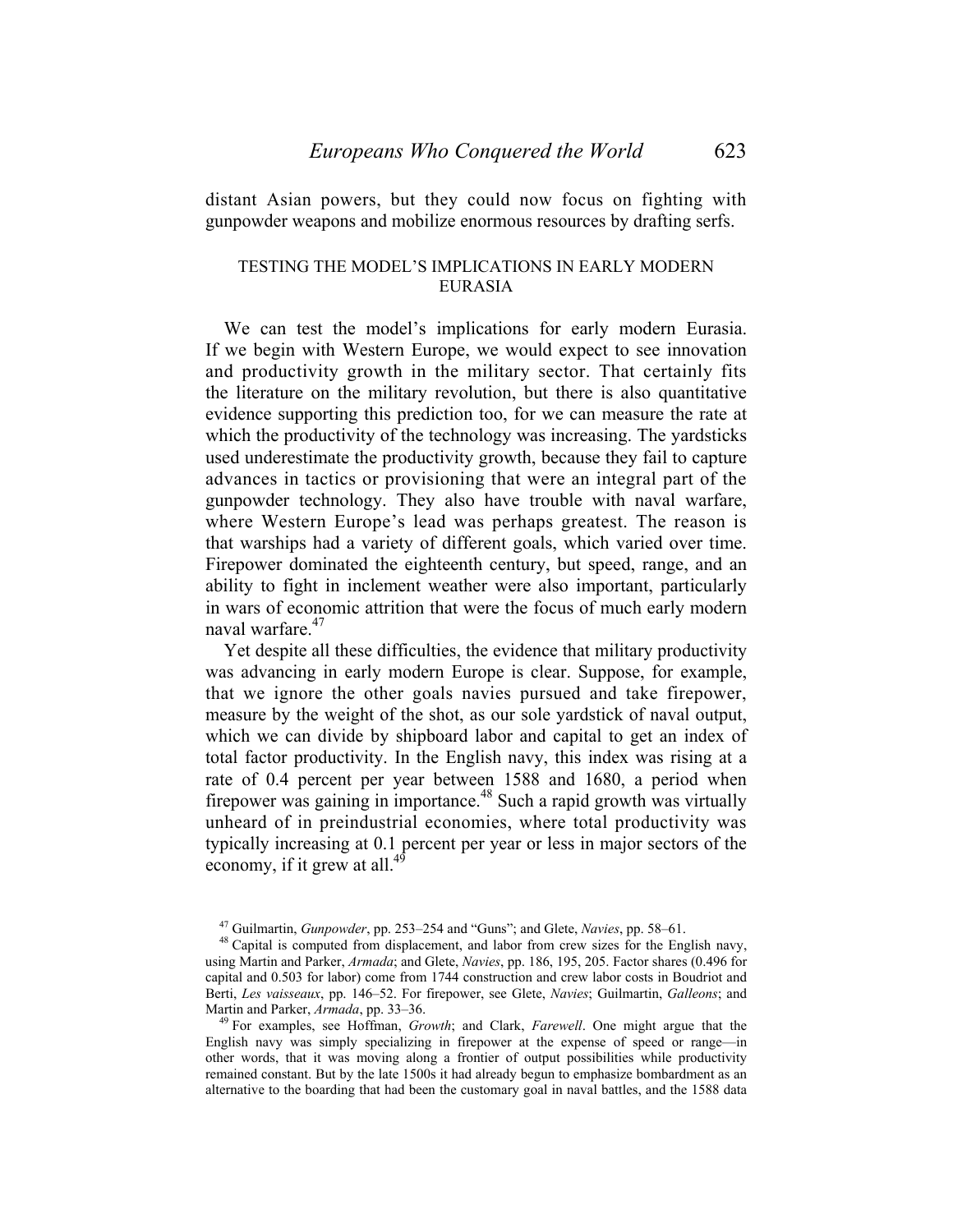distant Asian powers, but they could now focus on fighting with gunpowder weapons and mobilize enormous resources by drafting serfs.

## TESTING THE MODEL'S IMPLICATIONS IN EARLY MODERN EURASIA

We can test the model's implications for early modern Eurasia. If we begin with Western Europe, we would expect to see innovation and productivity growth in the military sector. That certainly fits the literature on the military revolution, but there is also quantitative evidence supporting this prediction too, for we can measure the rate at which the productivity of the technology was increasing. The yardsticks used underestimate the productivity growth, because they fail to capture advances in tactics or provisioning that were an integral part of the gunpowder technology. They also have trouble with naval warfare, where Western Europe's lead was perhaps greatest. The reason is that warships had a variety of different goals, which varied over time. Firepower dominated the eighteenth century, but speed, range, and an ability to fight in inclement weather were also important, particularly in wars of economic attrition that were the focus of much early modern naval warfare.[47]

Yet despite all these difficulties, the evidence that military productivity was advancing in early modern Europe is clear. Suppose, for example, that we ignore the other goals navies pursued and take firepower, measure by the weight of the shot, as our sole yardstick of naval output, which we can divide by shipboard labor and capital to get an index of total factor productivity. In the English navy, this index was rising at a rate of 0.4 percent per year between 1588 and 1680, a period when firepower was gaining in importance.[48] Such a rapid growth was virtually unheard of in preindustrial economies, where total productivity was typically increasing at 0.1 percent per year or less in major sectors of the economy, if it grew at all.[49]

[47] Guilmartin, *Gunpowder*, pp. 253–254 and "Guns"; and Glete, *Navies*, pp. 58–61.

[48] Capital is computed from displacement, and labor from crew sizes for the English navy, using Martin and Parker, *Armada*; and Glete, *Navies*, pp. 186, 195, 205. Factor shares (0.496 for capital and 0.503 for labor) come from 1744 construction and crew labor costs in Boudriot and Berti, *Les vaisseaux*, pp. 146–52. For firepower, see Glete, *Navies*; Guilmartin, *Galleons*; and Martin and Parker, *Armada*, pp. 33–36.

[49] For examples, see Hoffman, *Growth*; and Clark, *Farewell*. One might argue that the English navy was simply specializing in firepower at the expense of speed or range—in other words, that it was moving along a frontier of output possibilities while productivity remained constant. But by the late 1500s it had already begun to emphasize bombardment as an alternative to the boarding that had been the customary goal in naval battles, and the 1588 data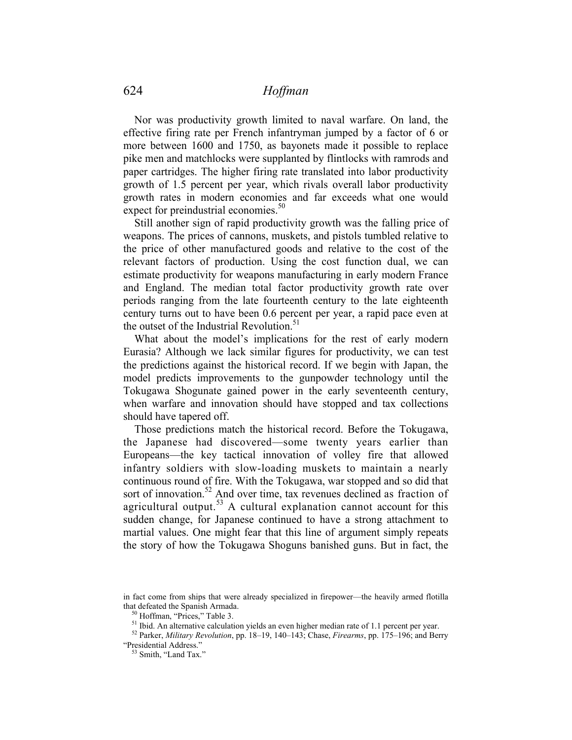Nor was productivity growth limited to naval warfare. On land, the effective firing rate per French infantryman jumped by a factor of 6 or more between 1600 and 1750, as bayonets made it possible to replace pike men and matchlocks were supplanted by flintlocks with ramrods and paper cartridges. The higher firing rate translated into labor productivity growth of 1.5 percent per year, which rivals overall labor productivity growth rates in modern economies and far exceeds what one would expect for preindustrial economies.[50]

Still another sign of rapid productivity growth was the falling price of weapons. The prices of cannons, muskets, and pistols tumbled relative to the price of other manufactured goods and relative to the cost of the relevant factors of production. Using the cost function dual, we can estimate productivity for weapons manufacturing in early modern France and England. The median total factor productivity growth rate over periods ranging from the late fourteenth century to the late eighteenth century turns out to have been 0.6 percent per year, a rapid pace even at the outset of the Industrial Revolution.[51]

What about the model's implications for the rest of early modern Eurasia? Although we lack similar figures for productivity, we can test the predictions against the historical record. If we begin with Japan, the model predicts improvements to the gunpowder technology until the Tokugawa Shogunate gained power in the early seventeenth century, when warfare and innovation should have stopped and tax collections should have tapered off.

Those predictions match the historical record. Before the Tokugawa, the Japanese had discovered—some twenty years earlier than Europeans—the key tactical innovation of volley fire that allowed infantry soldiers with slow-loading muskets to maintain a nearly continuous round of fire. With the Tokugawa, war stopped and so did that sort of innovation.[52] And over time, tax revenues declined as fraction of agricultural output.[53] A cultural explanation cannot account for this sudden change, for Japanese continued to have a strong attachment to martial values. One might fear that this line of argument simply repeats the story of how the Tokugawa Shoguns banished guns. But in fact, the

in fact come from ships that were already specialized in firepower—the heavily armed flotilla that defeated the Spanish Armada.

[50] Hoffman, "Prices," Table 3.

[51] Ibid. An alternative calculation yields an even higher median rate of 1.1 percent per year.

[52] Parker, *Military Revolution*, pp. 18–19, 140–143; Chase, *Firearms*, pp. 175–196; and Berry "Presidential Address."

[53] Smith, "Land Tax."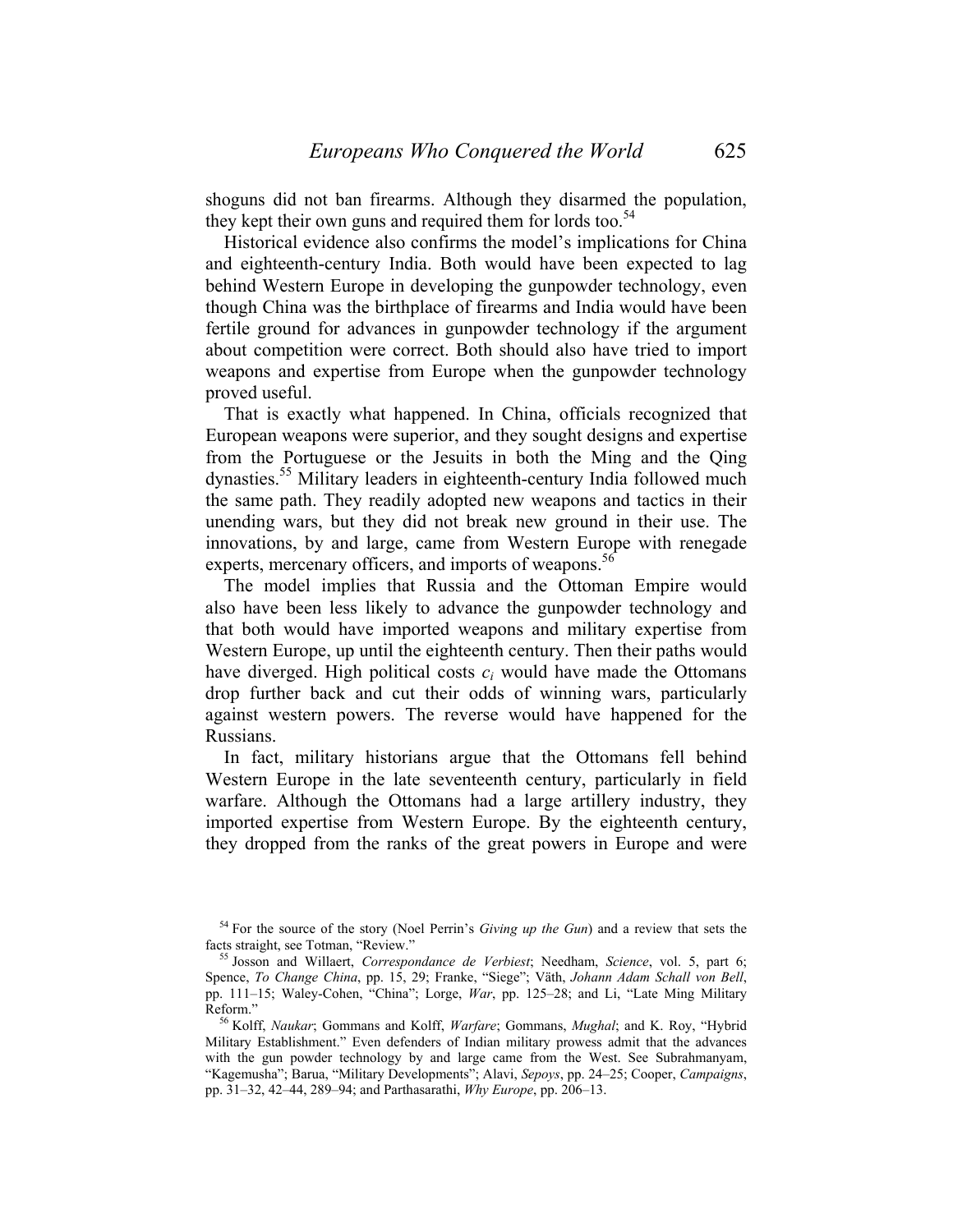shoguns did not ban firearms. Although they disarmed the population, they kept their own guns and required them for lords too.[54]

Historical evidence also confirms the model's implications for China and eighteenth-century India. Both would have been expected to lag behind Western Europe in developing the gunpowder technology, even though China was the birthplace of firearms and India would have been fertile ground for advances in gunpowder technology if the argument about competition were correct. Both should also have tried to import weapons and expertise from Europe when the gunpowder technology proved useful.

That is exactly what happened. In China, officials recognized that European weapons were superior, and they sought designs and expertise from the Portuguese or the Jesuits in both the Ming and the Qing dynasties.[55] Military leaders in eighteenth-century India followed much the same path. They readily adopted new weapons and tactics in their unending wars, but they did not break new ground in their use. The innovations, by and large, came from Western Europe with renegade experts, mercenary officers, and imports of weapons.[56]

The model implies that Russia and the Ottoman Empire would also have been less likely to advance the gunpowder technology and that both would have imported weapons and military expertise from Western Europe, up until the eighteenth century. Then their paths would have diverged. High political costs $c_i$ would have made the Ottomans drop further back and cut their odds of winning wars, particularly against western powers. The reverse would have happened for the Russians.

In fact, military historians argue that the Ottomans fell behind Western Europe in the late seventeenth century, particularly in field warfare. Although the Ottomans had a large artillery industry, they imported expertise from Western Europe. By the eighteenth century, they dropped from the ranks of the great powers in Europe and were

[54] For the source of the story (Noel Perrin's *Giving up the Gun*) and a review that sets the facts straight, see Totman, "Review."

[55] Josson and Willaert, *Correspondance de Verbiest*; Needham, *Science*, vol. 5, part 6; Spence, *To Change China*, pp. 15, 29; Franke, "Siege"; Väth, *Johann Adam Schall von Bell*, pp. 111–15; Waley-Cohen, "China"; Lorge, *War*, pp. 125–28; and Li, "Late Ming Military Reform."

[56] Kolff, *Naukar*; Gommans and Kolff, *Warfare*; Gommans, *Mughal*; and K. Roy, "Hybrid Military Establishment." Even defenders of Indian military prowess admit that the advances with the gun powder technology by and large came from the West. See Subrahmanyam, "Kagemusha"; Barua, "Military Developments"; Alavi, *Sepoys*, pp. 24–25; Cooper, *Campaigns*, pp. 31–32, 42–44, 289–94; and Parthasarathi, *Why Europe*, pp. 206–13.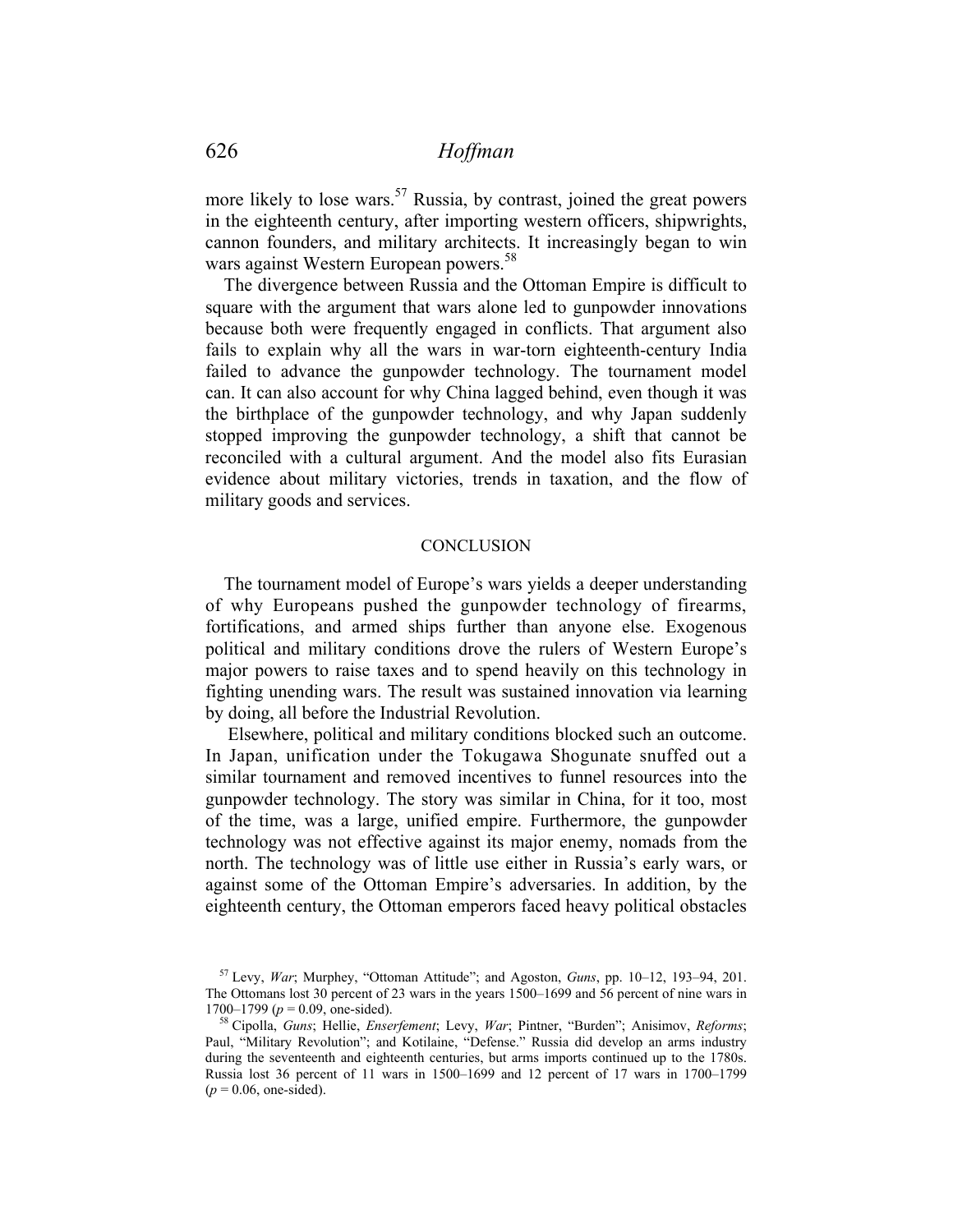more likely to lose wars.[57] Russia, by contrast, joined the great powers in the eighteenth century, after importing western officers, shipwrights, cannon founders, and military architects. It increasingly began to win wars against Western European powers.[58]

The divergence between Russia and the Ottoman Empire is difficult to square with the argument that wars alone led to gunpowder innovations because both were frequently engaged in conflicts. That argument also fails to explain why all the wars in war-torn eighteenth-century India failed to advance the gunpowder technology. The tournament model can. It can also account for why China lagged behind, even though it was the birthplace of the gunpowder technology, and why Japan suddenly stopped improving the gunpowder technology, a shift that cannot be reconciled with a cultural argument. And the model also fits Eurasian evidence about military victories, trends in taxation, and the flow of military goods and services.

## CONCLUSION

The tournament model of Europe's wars yields a deeper understanding of why Europeans pushed the gunpowder technology of firearms, fortifications, and armed ships further than anyone else. Exogenous political and military conditions drove the rulers of Western Europe's major powers to raise taxes and to spend heavily on this technology in fighting unending wars. The result was sustained innovation via learning by doing, all before the Industrial Revolution.

Elsewhere, political and military conditions blocked such an outcome. In Japan, unification under the Tokugawa Shogunate snuffed out a similar tournament and removed incentives to funnel resources into the gunpowder technology. The story was similar in China, for it too, most of the time, was a large, unified empire. Furthermore, the gunpowder technology was not effective against its major enemy, nomads from the north. The technology was of little use either in Russia's early wars, or against some of the Ottoman Empire's adversaries. In addition, by the eighteenth century, the Ottoman emperors faced heavy political obstacles

[57] Levy, *War*; Murphey, "Ottoman Attitude"; and Agoston, *Guns*, pp. 10–12, 193–94, 201. The Ottomans lost 30 percent of 23 wars in the years 1500–1699 and 56 percent of nine wars in 1700–1799 ($p = 0.09$, one-sided).

[58] Cipolla, *Guns*; Hellie, *Enserfement*; Levy, *War*; Pintner, "Burden"; Anisimov, *Reforms*; Paul, "Military Revolution"; and Kotilaine, "Defense." Russia did develop an arms industry during the seventeenth and eighteenth centuries, but arms imports continued up to the 1780s. Russia lost 36 percent of 11 wars in 1500–1699 and 12 percent of 17 wars in 1700–1799 ($p = 0.06$, one-sided).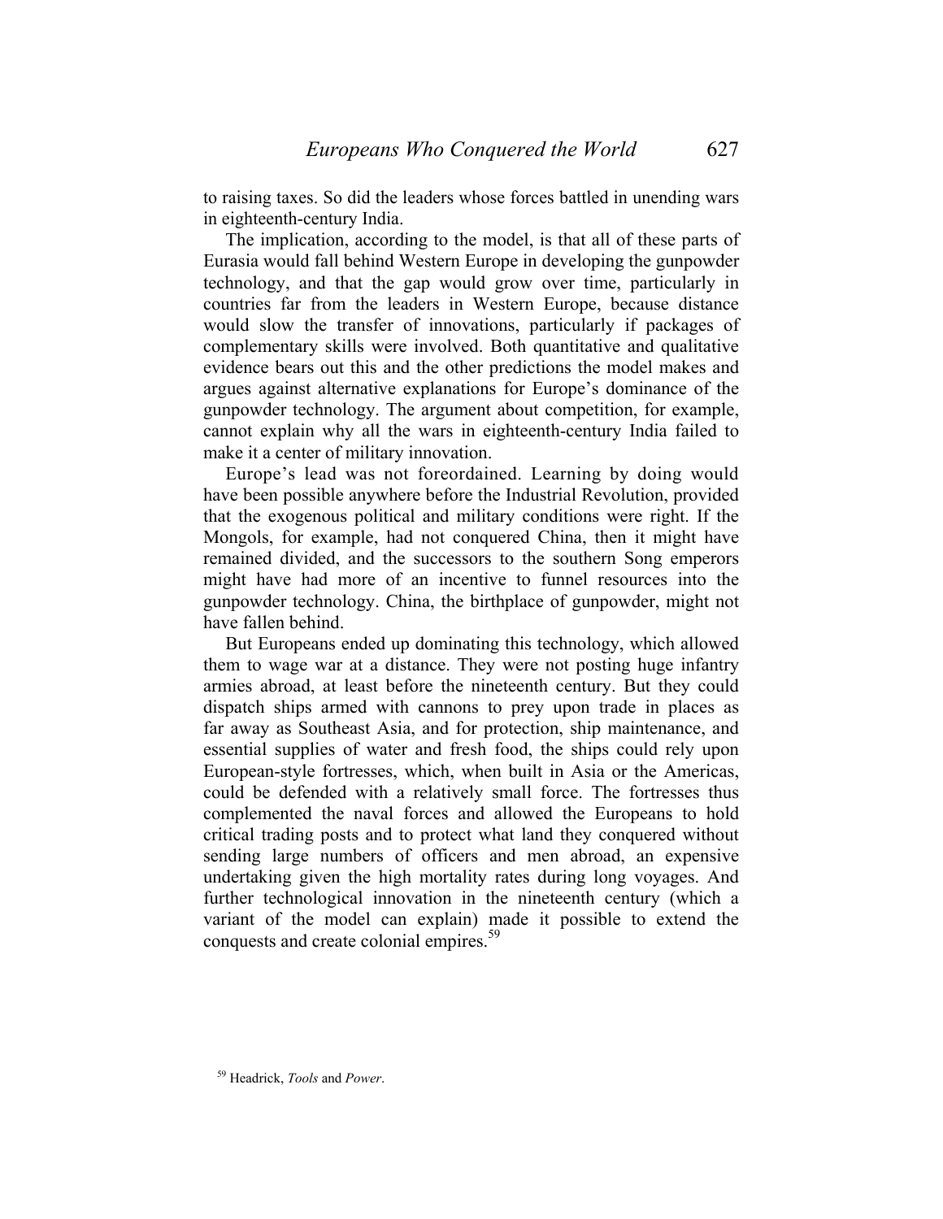to raising taxes. So did the leaders whose forces battled in unending wars in eighteenth-century India.

The implication, according to the model, is that all of these parts of Eurasia would fall behind Western Europe in developing the gunpowder technology, and that the gap would grow over time, particularly in countries far from the leaders in Western Europe, because distance would slow the transfer of innovations, particularly if packages of complementary skills were involved. Both quantitative and qualitative evidence bears out this and the other predictions the model makes and argues against alternative explanations for Europe's dominance of the gunpowder technology. The argument about competition, for example, cannot explain why all the wars in eighteenth-century India failed to make it a center of military innovation.

Europe's lead was not foreordained. Learning by doing would have been possible anywhere before the Industrial Revolution, provided that the exogenous political and military conditions were right. If the Mongols, for example, had not conquered China, then it might have remained divided, and the successors to the southern Song emperors might have had more of an incentive to funnel resources into the gunpowder technology. China, the birthplace of gunpowder, might not have fallen behind.

But Europeans ended up dominating this technology, which allowed them to wage war at a distance. They were not posting huge infantry armies abroad, at least before the nineteenth century. But they could dispatch ships armed with cannons to prey upon trade in places as far away as Southeast Asia, and for protection, ship maintenance, and essential supplies of water and fresh food, the ships could rely upon European-style fortresses, which, when built in Asia or the Americas, could be defended with a relatively small force. The fortresses thus complemented the naval forces and allowed the Europeans to hold critical trading posts and to protect what land they conquered without sending large numbers of officers and men abroad, an expensive undertaking given the high mortality rates during long voyages. And further technological innovation in the nineteenth century (which a variant of the model can explain) made it possible to extend the conquests and create colonial empires.[59]

[59] Headrick, *Tools* and *Power*.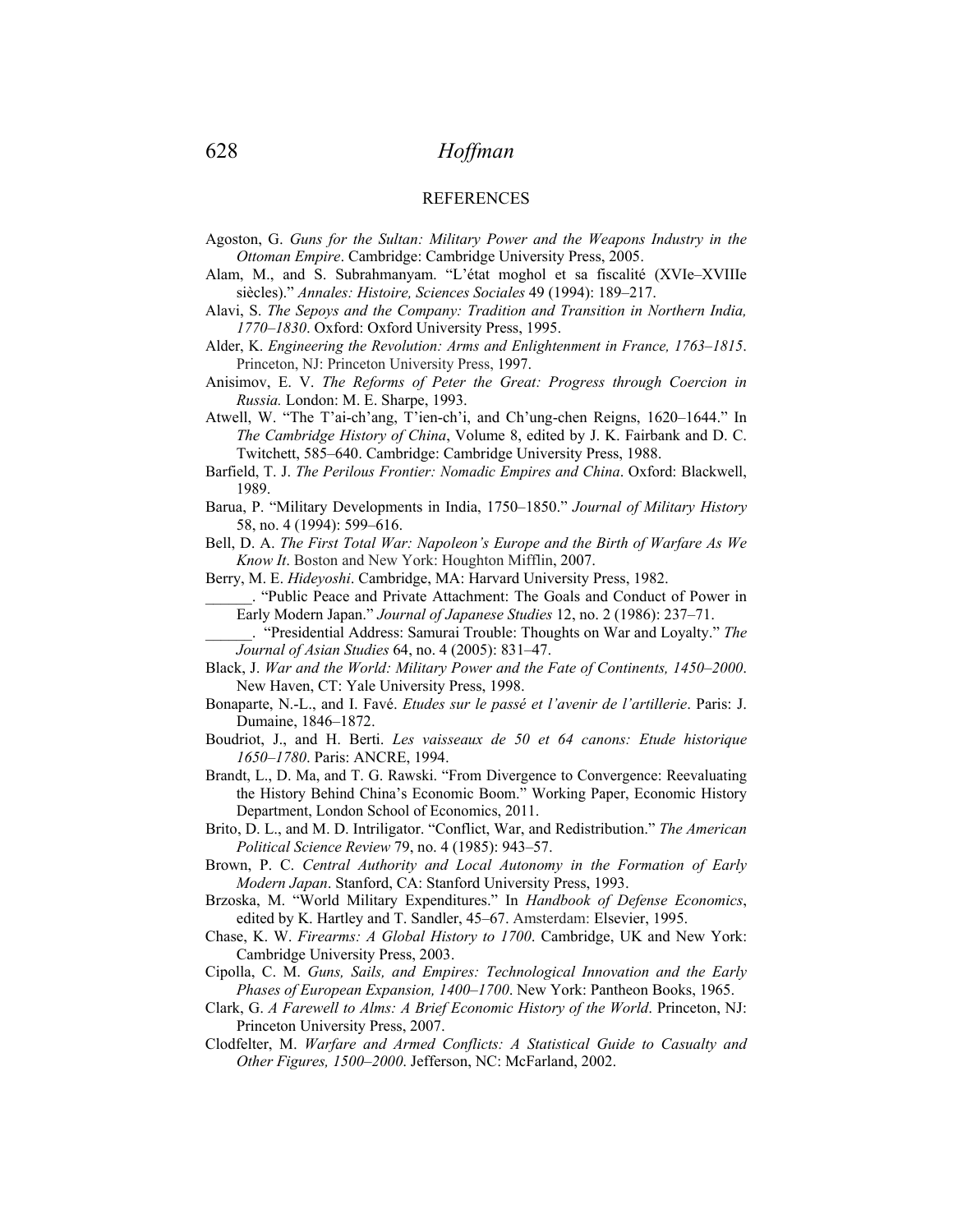## REFERENCES

Agoston, G. *Guns for the Sultan: Military Power and the Weapons Industry in the Ottoman Empire*. Cambridge: Cambridge University Press, 2005.

Alam, M., and S. Subrahmanyam. "L'état moghol et sa fiscalité (XVIe–XVIIIe siècles)." *Annales: Histoire, Sciences Sociales* 49 (1994): 189–217.

Alavi, S. *The Sepoys and the Company: Tradition and Transition in Northern India, 1770–1830*. Oxford: Oxford University Press, 1995.

Alder, K. *Engineering the Revolution: Arms and Enlightenment in France, 1763–1815*. Princeton, NJ: Princeton University Press, 1997.

Anisimov, E. V. *The Reforms of Peter the Great: Progress through Coercion in Russia.* London: M. E. Sharpe, 1993.

Atwell, W. "The T'ai-ch'ang, T'ien-ch'i, and Ch'ung-chen Reigns, 1620–1644." In *The Cambridge History of China*, Volume 8, edited by J. K. Fairbank and D. C. Twitchett, 585–640. Cambridge: Cambridge University Press, 1988.

Barfield, T. J. *The Perilous Frontier: Nomadic Empires and China*. Oxford: Blackwell, 1989.

Barua, P. "Military Developments in India, 1750–1850." *Journal of Military History* 58, no. 4 (1994): 599–616.

Bell, D. A. *The First Total War: Napoleon's Europe and the Birth of Warfare As We Know It*. Boston and New York: Houghton Mifflin, 2007.

Berry, M. E. *Hideyoshi*. Cambridge, MA: Harvard University Press, 1982.

______. "Public Peace and Private Attachment: The Goals and Conduct of Power in Early Modern Japan." *Journal of Japanese Studies* 12, no. 2 (1986): 237–71.

______. "Presidential Address: Samurai Trouble: Thoughts on War and Loyalty." *The Journal of Asian Studies* 64, no. 4 (2005): 831–47.

Black, J. *War and the World: Military Power and the Fate of Continents, 1450–2000*. New Haven, CT: Yale University Press, 1998.

Bonaparte, N.-L., and I. Favé. *Etudes sur le passé et l'avenir de l'artillerie*. Paris: J. Dumaine, 1846–1872.

Boudriot, J., and H. Berti. *Les vaisseaux de 50 et 64 canons: Etude historique 1650–1780*. Paris: ANCRE, 1994.

Brandt, L., D. Ma, and T. G. Rawski. "From Divergence to Convergence: Reevaluating the History Behind China's Economic Boom." Working Paper, Economic History Department, London School of Economics, 2011.

Brito, D. L., and M. D. Intriligator. "Conflict, War, and Redistribution." *The American Political Science Review* 79, no. 4 (1985): 943–57.

Brown, P. C. *Central Authority and Local Autonomy in the Formation of Early Modern Japan*. Stanford, CA: Stanford University Press, 1993.

Brzoska, M. "World Military Expenditures." In *Handbook of Defense Economics*, edited by K. Hartley and T. Sandler, 45–67. Amsterdam: Elsevier, 1995.

Chase, K. W. *Firearms: A Global History to 1700*. Cambridge, UK and New York: Cambridge University Press, 2003.

Cipolla, C. M. *Guns, Sails, and Empires: Technological Innovation and the Early Phases of European Expansion, 1400–1700*. New York: Pantheon Books, 1965.

Clark, G. *A Farewell to Alms: A Brief Economic History of the World*. Princeton, NJ: Princeton University Press, 2007.

Clodfelter, M. *Warfare and Armed Conflicts: A Statistical Guide to Casualty and Other Figures, 1500–2000*. Jefferson, NC: McFarland, 2002.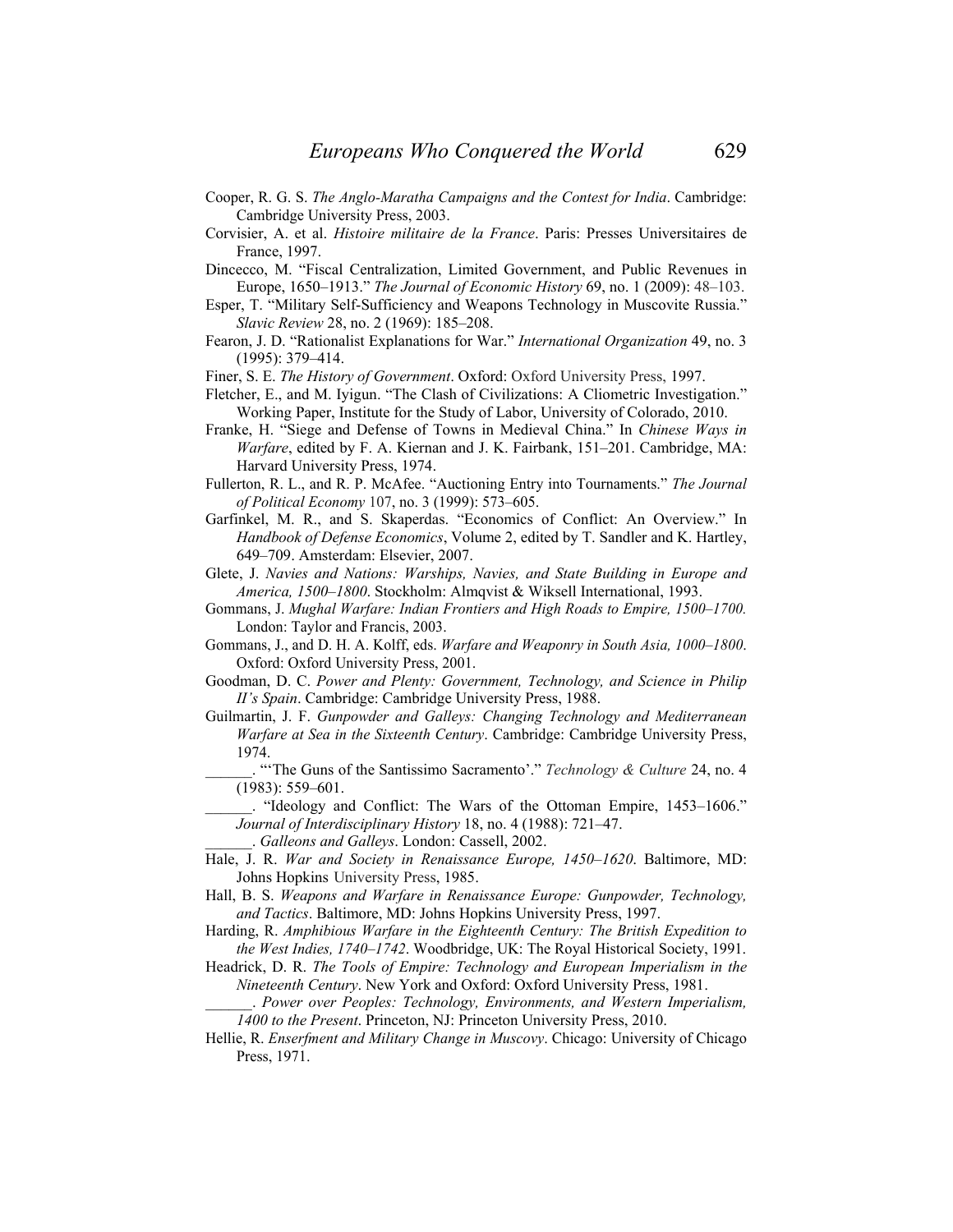Cooper, R. G. S. *The Anglo-Maratha Campaigns and the Contest for India*. Cambridge: Cambridge University Press, 2003.

Corvisier, A. et al. *Histoire militaire de la France*. Paris: Presses Universitaires de France, 1997.

Dincecco, M. "Fiscal Centralization, Limited Government, and Public Revenues in Europe, 1650–1913." *The Journal of Economic History* 69, no. 1 (2009): 48–103.

Esper, T. "Military Self-Sufficiency and Weapons Technology in Muscovite Russia." *Slavic Review* 28, no. 2 (1969): 185–208.

Fearon, J. D. "Rationalist Explanations for War." *International Organization* 49, no. 3 (1995): 379–414.

Finer, S. E. *The History of Government*. Oxford: Oxford University Press, 1997.

Fletcher, E., and M. Iyigun. "The Clash of Civilizations: A Cliometric Investigation." Working Paper, Institute for the Study of Labor, University of Colorado, 2010.

Franke, H. "Siege and Defense of Towns in Medieval China." In *Chinese Ways in Warfare*, edited by F. A. Kiernan and J. K. Fairbank, 151–201. Cambridge, MA: Harvard University Press, 1974.

Fullerton, R. L., and R. P. McAfee. "Auctioning Entry into Tournaments." *The Journal of Political Economy* 107, no. 3 (1999): 573–605.

Garfinkel, M. R., and S. Skaperdas. "Economics of Conflict: An Overview." In *Handbook of Defense Economics*, Volume 2, edited by T. Sandler and K. Hartley, 649–709. Amsterdam: Elsevier, 2007.

Glete, J. *Navies and Nations: Warships, Navies, and State Building in Europe and America, 1500–1800*. Stockholm: Almqvist & Wiksell International, 1993.

Gommans, J. *Mughal Warfare: Indian Frontiers and High Roads to Empire, 1500–1700.* London: Taylor and Francis, 2003.

Gommans, J., and D. H. A. Kolff, eds. *Warfare and Weaponry in South Asia, 1000–1800*. Oxford: Oxford University Press, 2001.

Goodman, D. C. *Power and Plenty: Government, Technology, and Science in Philip II's Spain*. Cambridge: Cambridge University Press, 1988.

Guilmartin, J. F. *Gunpowder and Galleys: Changing Technology and Mediterranean Warfare at Sea in the Sixteenth Century*. Cambridge: Cambridge University Press, 1974.

______. "'The Guns of the Santissimo Sacramento'." *Technology & Culture* 24, no. 4 (1983): 559–601.

______. "Ideology and Conflict: The Wars of the Ottoman Empire, 1453–1606." *Journal of Interdisciplinary History* 18, no. 4 (1988): 721–47.

______. *Galleons and Galleys*. London: Cassell, 2002.

Hale, J. R. *War and Society in Renaissance Europe, 1450–1620*. Baltimore, MD: Johns Hopkins University Press, 1985.

Hall, B. S. *Weapons and Warfare in Renaissance Europe: Gunpowder, Technology, and Tactics*. Baltimore, MD: Johns Hopkins University Press, 1997.

Harding, R. *Amphibious Warfare in the Eighteenth Century: The British Expedition to the West Indies, 1740–1742*. Woodbridge, UK: The Royal Historical Society, 1991.

Headrick, D. R. *The Tools of Empire: Technology and European Imperialism in the Nineteenth Century*. New York and Oxford: Oxford University Press, 1981.

______. *Power over Peoples: Technology, Environments, and Western Imperialism, 1400 to the Present*. Princeton, NJ: Princeton University Press, 2010.

Hellie, R. *Enserfment and Military Change in Muscovy*. Chicago: University of Chicago Press, 1971.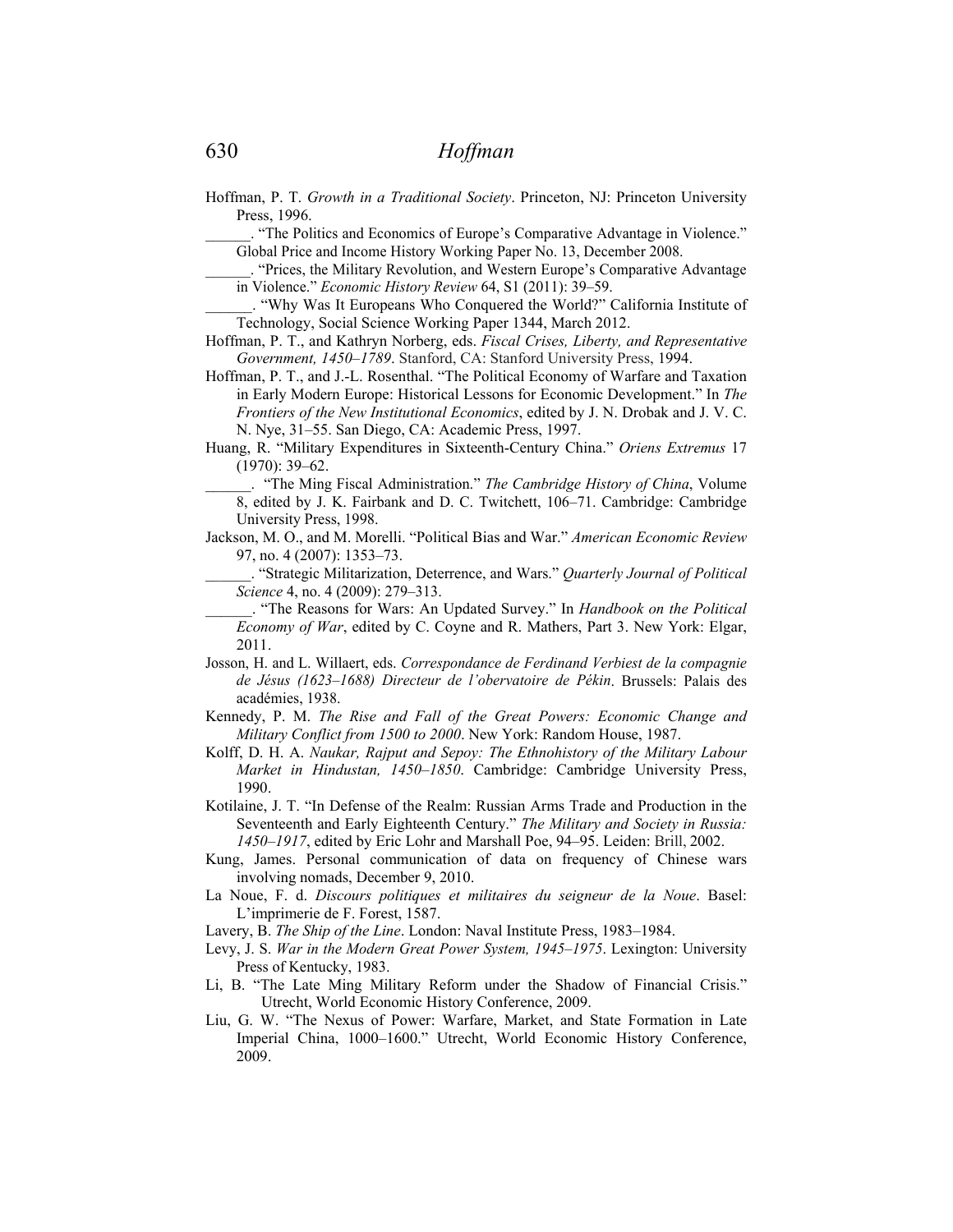Hoffman, P. T. *Growth in a Traditional Society*. Princeton, NJ: Princeton University Press, 1996.

______. "The Politics and Economics of Europe's Comparative Advantage in Violence." Global Price and Income History Working Paper No. 13, December 2008.

______. "Prices, the Military Revolution, and Western Europe's Comparative Advantage in Violence." *Economic History Review* 64, S1 (2011): 39–59.

______. "Why Was It Europeans Who Conquered the World?" California Institute of Technology, Social Science Working Paper 1344, March 2012.

Hoffman, P. T., and Kathryn Norberg, eds. *Fiscal Crises, Liberty, and Representative Government, 1450–1789*. Stanford, CA: Stanford University Press, 1994.

Hoffman, P. T., and J.-L. Rosenthal. "The Political Economy of Warfare and Taxation in Early Modern Europe: Historical Lessons for Economic Development." In *The Frontiers of the New Institutional Economics*, edited by J. N. Drobak and J. V. C. N. Nye, 31–55. San Diego, CA: Academic Press, 1997.

Huang, R. "Military Expenditures in Sixteenth-Century China." *Oriens Extremus* 17 (1970): 39–62.

______. "The Ming Fiscal Administration." *The Cambridge History of China*, Volume 8, edited by J. K. Fairbank and D. C. Twitchett, 106–71. Cambridge: Cambridge University Press, 1998.

Jackson, M. O., and M. Morelli. "Political Bias and War." *American Economic Review* 97, no. 4 (2007): 1353–73.

______. "Strategic Militarization, Deterrence, and Wars." *Quarterly Journal of Political Science* 4, no. 4 (2009): 279–313.

______. "The Reasons for Wars: An Updated Survey." In *Handbook on the Political Economy of War*, edited by C. Coyne and R. Mathers, Part 3. New York: Elgar, 2011.

Josson, H. and L. Willaert, eds. *Correspondance de Ferdinand Verbiest de la compagnie de Jésus (1623–1688) Directeur de l'obervatoire de Pékin*. Brussels: Palais des académies, 1938.

Kennedy, P. M. *The Rise and Fall of the Great Powers: Economic Change and Military Conflict from 1500 to 2000*. New York: Random House, 1987.

Kolff, D. H. A. *Naukar, Rajput and Sepoy: The Ethnohistory of the Military Labour Market in Hindustan, 1450–1850*. Cambridge: Cambridge University Press, 1990.

Kotilaine, J. T. "In Defense of the Realm: Russian Arms Trade and Production in the Seventeenth and Early Eighteenth Century." *The Military and Society in Russia: 1450–1917*, edited by Eric Lohr and Marshall Poe, 94–95. Leiden: Brill, 2002.

Kung, James. Personal communication of data on frequency of Chinese wars involving nomads, December 9, 2010.

La Noue, F. d. *Discours politiques et militaires du seigneur de la Noue*. Basel: L'imprimerie de F. Forest, 1587.

Lavery, B. *The Ship of the Line*. London: Naval Institute Press, 1983–1984.

Levy, J. S. *War in the Modern Great Power System, 1945–1975*. Lexington: University Press of Kentucky, 1983.

Li, B. "The Late Ming Military Reform under the Shadow of Financial Crisis." Utrecht, World Economic History Conference, 2009.

Liu, G. W. "The Nexus of Power: Warfare, Market, and State Formation in Late Imperial China, 1000–1600." Utrecht, World Economic History Conference, 2009.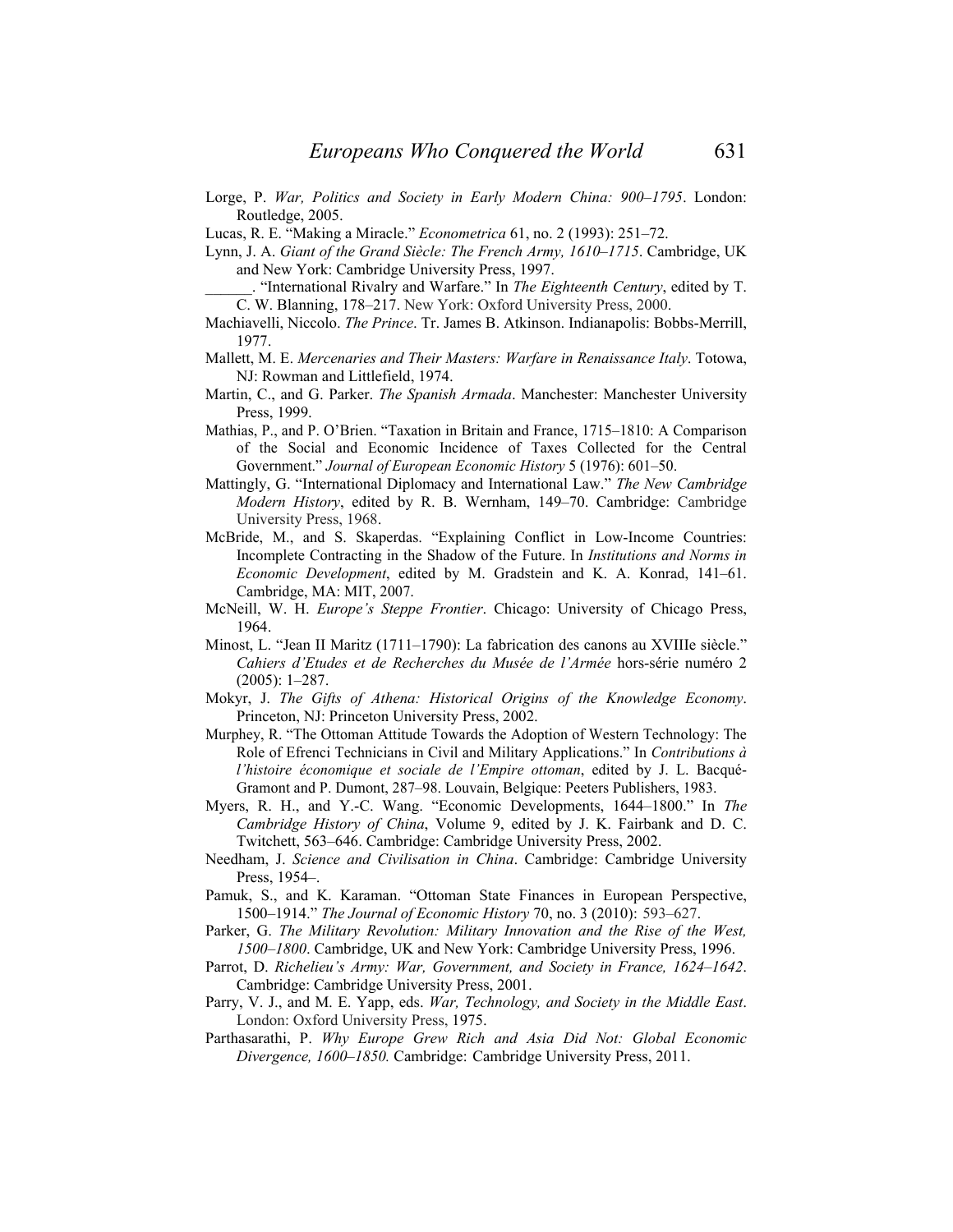Lorge, P. *War, Politics and Society in Early Modern China: 900–1795*. London: Routledge, 2005.

Lucas, R. E. "Making a Miracle." *Econometrica* 61, no. 2 (1993): 251–72.

Lynn, J. A. *Giant of the Grand Siècle: The French Army, 1610–1715*. Cambridge, UK and New York: Cambridge University Press, 1997.

______. "International Rivalry and Warfare." In *The Eighteenth Century*, edited by T. C. W. Blanning, 178–217. New York: Oxford University Press, 2000.

Machiavelli, Niccolo. *The Prince*. Tr. James B. Atkinson. Indianapolis: Bobbs-Merrill, 1977.

Mallett, M. E. *Mercenaries and Their Masters: Warfare in Renaissance Italy*. Totowa, NJ: Rowman and Littlefield, 1974.

Martin, C., and G. Parker. *The Spanish Armada*. Manchester: Manchester University Press, 1999.

Mathias, P., and P. O'Brien. "Taxation in Britain and France, 1715–1810: A Comparison of the Social and Economic Incidence of Taxes Collected for the Central Government." *Journal of European Economic History* 5 (1976): 601–50.

Mattingly, G. "International Diplomacy and International Law." *The New Cambridge Modern History*, edited by R. B. Wernham, 149–70. Cambridge: Cambridge University Press, 1968.

McBride, M., and S. Skaperdas. "Explaining Conflict in Low-Income Countries: Incomplete Contracting in the Shadow of the Future. In *Institutions and Norms in Economic Development*, edited by M. Gradstein and K. A. Konrad, 141–61. Cambridge, MA: MIT, 2007.

McNeill, W. H. *Europe's Steppe Frontier*. Chicago: University of Chicago Press, 1964.

Minost, L. "Jean II Maritz (1711–1790): La fabrication des canons au XVIIIe siècle." *Cahiers d'Etudes et de Recherches du Musée de l'Armée* hors-série numéro 2 (2005): 1–287.

Mokyr, J. *The Gifts of Athena: Historical Origins of the Knowledge Economy*. Princeton, NJ: Princeton University Press, 2002.

Murphey, R. "The Ottoman Attitude Towards the Adoption of Western Technology: The Role of Efrenci Technicians in Civil and Military Applications." In *Contributions à l'histoire économique et sociale de l'Empire ottoman*, edited by J. L. Bacqué-Gramont and P. Dumont, 287–98. Louvain, Belgique: Peeters Publishers, 1983.

Myers, R. H., and Y.-C. Wang. "Economic Developments, 1644–1800." In *The Cambridge History of China*, Volume 9, edited by J. K. Fairbank and D. C. Twitchett, 563–646. Cambridge: Cambridge University Press, 2002.

Needham, J. *Science and Civilisation in China*. Cambridge: Cambridge University Press, 1954–.

Pamuk, S., and K. Karaman. "Ottoman State Finances in European Perspective, 1500–1914." *The Journal of Economic History* 70, no. 3 (2010): 593–627.

Parker, G. *The Military Revolution: Military Innovation and the Rise of the West, 1500–1800*. Cambridge, UK and New York: Cambridge University Press, 1996.

Parrot, D. *Richelieu's Army: War, Government, and Society in France, 1624–1642*. Cambridge: Cambridge University Press, 2001.

Parry, V. J., and M. E. Yapp, eds. *War, Technology, and Society in the Middle East*. London: Oxford University Press, 1975.

Parthasarathi, P. *Why Europe Grew Rich and Asia Did Not: Global Economic Divergence, 1600–1850.* Cambridge: Cambridge University Press, 2011.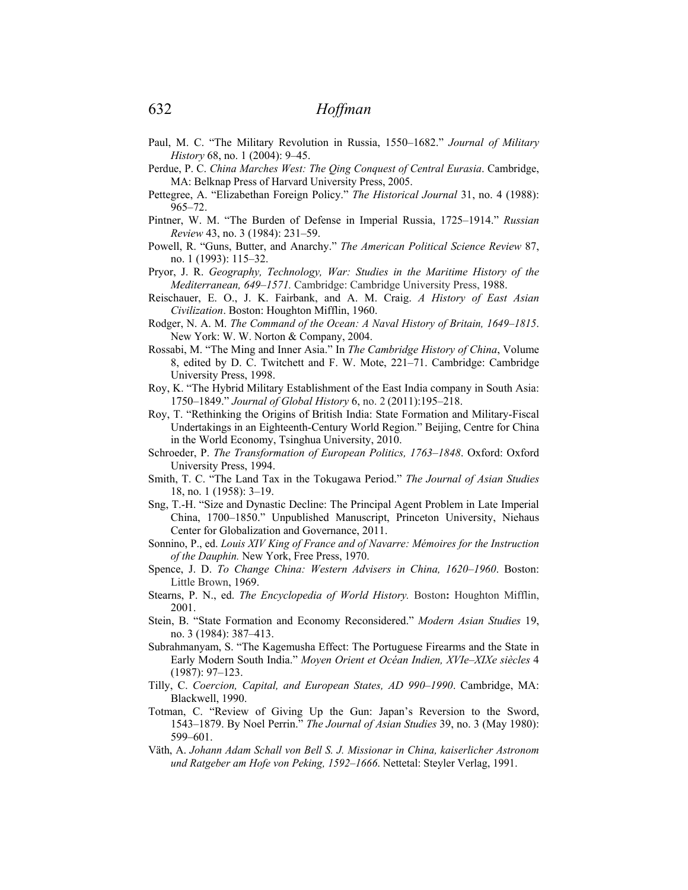Paul, M. C. "The Military Revolution in Russia, 1550–1682." *Journal of Military History* 68, no. 1 (2004): 9–45.

Perdue, P. C. *China Marches West: The Qing Conquest of Central Eurasia*. Cambridge, MA: Belknap Press of Harvard University Press, 2005.

Pettegree, A. "Elizabethan Foreign Policy." *The Historical Journal* 31, no. 4 (1988): 965–72.

Pintner, W. M. "The Burden of Defense in Imperial Russia, 1725–1914." *Russian Review* 43, no. 3 (1984): 231–59.

Powell, R. "Guns, Butter, and Anarchy." *The American Political Science Review* 87, no. 1 (1993): 115–32.

Pryor, J. R. *Geography, Technology, War: Studies in the Maritime History of the Mediterranean, 649–1571.* Cambridge: Cambridge University Press, 1988.

Reischauer, E. O., J. K. Fairbank, and A. M. Craig. *A History of East Asian Civilization*. Boston: Houghton Mifflin, 1960.

Rodger, N. A. M. *The Command of the Ocean: A Naval History of Britain, 1649–1815*. New York: W. W. Norton & Company, 2004.

Rossabi, M. "The Ming and Inner Asia." In *The Cambridge History of China*, Volume 8, edited by D. C. Twitchett and F. W. Mote, 221–71. Cambridge: Cambridge University Press, 1998.

Roy, K. "The Hybrid Military Establishment of the East India company in South Asia: 1750–1849." *Journal of Global History* 6, no. 2 (2011):195–218.

Roy, T. "Rethinking the Origins of British India: State Formation and Military-Fiscal Undertakings in an Eighteenth-Century World Region." Beijing, Centre for China in the World Economy, Tsinghua University, 2010.

Schroeder, P. *The Transformation of European Politics, 1763–1848*. Oxford: Oxford University Press, 1994.

Smith, T. C. "The Land Tax in the Tokugawa Period." *The Journal of Asian Studies* 18, no. 1 (1958): 3–19.

Sng, T.-H. "Size and Dynastic Decline: The Principal Agent Problem in Late Imperial China, 1700–1850." Unpublished Manuscript, Princeton University, Niehaus Center for Globalization and Governance, 2011.

Sonnino, P., ed. *Louis XIV King of France and of Navarre: Mémoires for the Instruction of the Dauphin.* New York, Free Press, 1970.

Spence, J. D. *To Change China: Western Advisers in China, 1620–1960*. Boston: Little Brown, 1969.

Stearns, P. N., ed. *The Encyclopedia of World History.* Boston**:** Houghton Mifflin, 2001.

Stein, B. "State Formation and Economy Reconsidered." *Modern Asian Studies* 19, no. 3 (1984): 387–413.

Subrahmanyam, S. "The Kagemusha Effect: The Portuguese Firearms and the State in Early Modern South India." *Moyen Orient et Océan Indien, XVIe–XIXe siècles* 4 (1987): 97–123.

Tilly, C. *Coercion, Capital, and European States, AD 990–1990*. Cambridge, MA: Blackwell, 1990.

Totman, C. "Review of Giving Up the Gun: Japan's Reversion to the Sword, 1543–1879. By Noel Perrin." *The Journal of Asian Studies* 39, no. 3 (May 1980): 599–601.

Väth, A. *Johann Adam Schall von Bell S. J. Missionar in China, kaiserlicher Astronom und Ratgeber am Hofe von Peking, 1592–1666*. Nettetal: Steyler Verlag, 1991.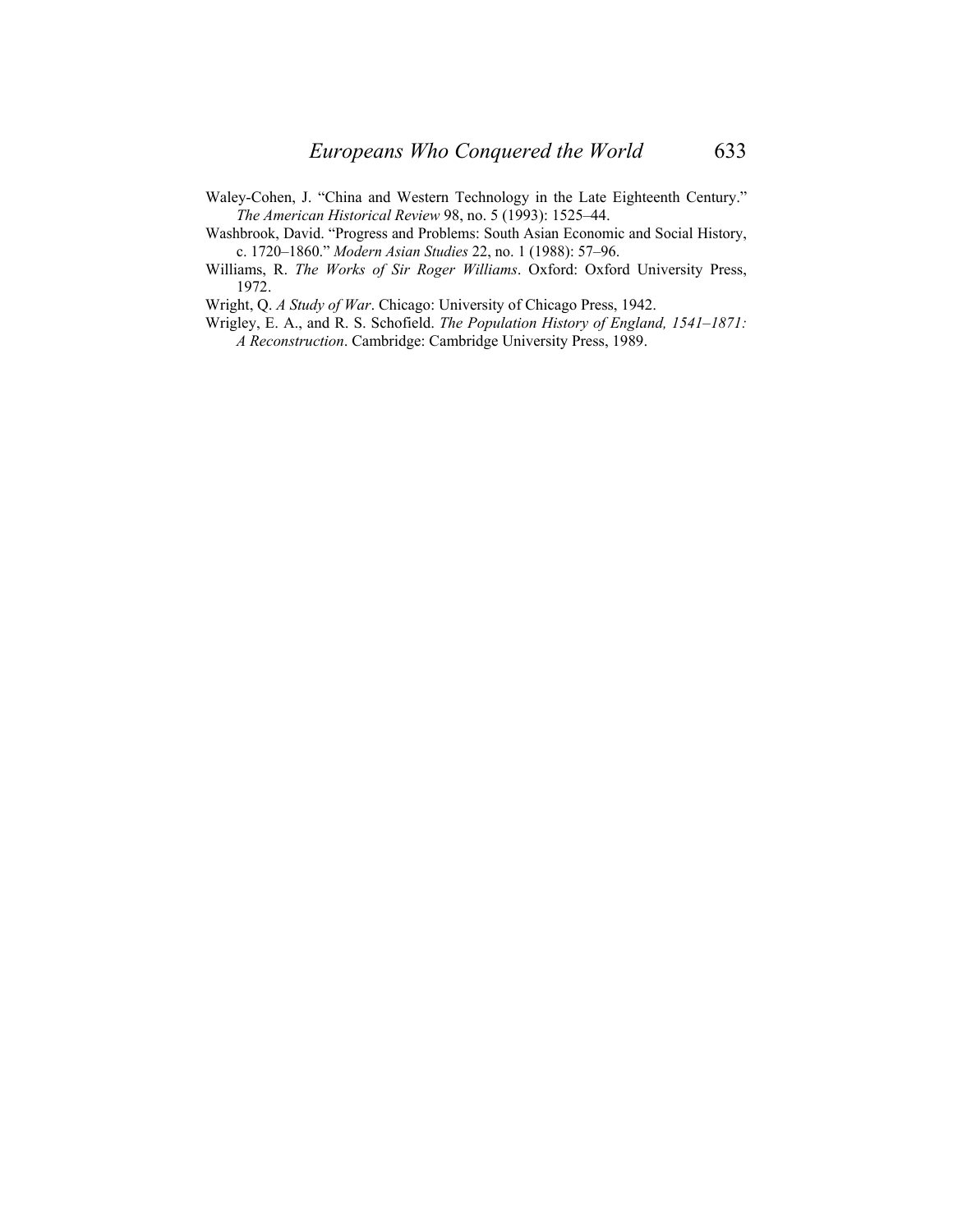Waley-Cohen, J. "China and Western Technology in the Late Eighteenth Century." *The American Historical Review* 98, no. 5 (1993): 1525–44.

Washbrook, David. "Progress and Problems: South Asian Economic and Social History, c. 1720–1860." *Modern Asian Studies* 22, no. 1 (1988): 57–96.

Williams, R. *The Works of Sir Roger Williams*. Oxford: Oxford University Press, 1972.

Wright, Q. *A Study of War*. Chicago: University of Chicago Press, 1942.

Wrigley, E. A., and R. S. Schofield. *The Population History of England, 1541–1871: A Reconstruction*. Cambridge: Cambridge University Press, 1989.